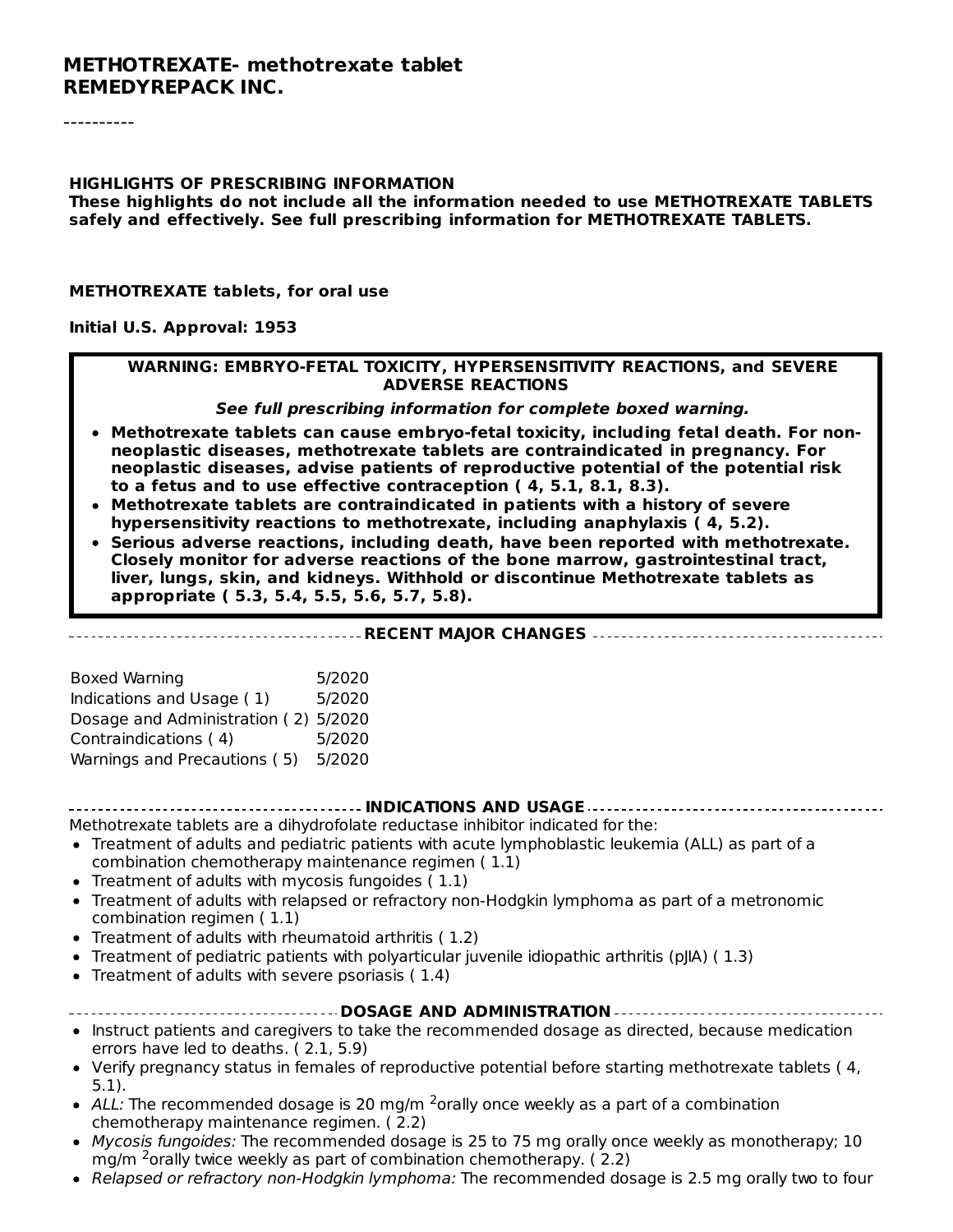**METHOTREXATE- methotrexate tablet**
**REMEDYREPACK INC.**

----------

**HIGHLIGHTS OF PRESCRIBING INFORMATION**
**These highlights do not include all the information needed to use METHOTREXATE TABLETS safely and effectively. See full prescribing information for METHOTREXATE TABLETS.**

**METHOTREXATE tablets, for oral use**

**Initial U.S. Approval: 1953**

**WARNING: EMBRYO-FETAL TOXICITY, HYPERSENSITIVITY REACTIONS, and SEVERE ADVERSE REACTIONS**

***See full prescribing information for complete boxed warning.***

- **Methotrexate tablets can cause embryo-fetal toxicity, including fetal death. For non-neoplastic diseases, methotrexate tablets are contraindicated in pregnancy. For neoplastic diseases, advise patients of reproductive potential of the potential risk to a fetus and to use effective contraception ( 4, 5.1, 8.1, 8.3).**
- **Methotrexate tablets are contraindicated in patients with a history of severe hypersensitivity reactions to methotrexate, including anaphylaxis ( 4, 5.2).**
- **Serious adverse reactions, including death, have been reported with methotrexate. Closely monitor for adverse reactions of the bone marrow, gastrointestinal tract, liver, lungs, skin, and kidneys. Withhold or discontinue Methotrexate tablets as appropriate ( 5.3, 5.4, 5.5, 5.6, 5.7, 5.8).**

**RECENT MAJOR CHANGES**

| | |
|---|---|
| Boxed Warning | 5/2020 |
| Indications and Usage ( 1) | 5/2020 |
| Dosage and Administration ( 2) | 5/2020 |
| Contraindications ( 4) | 5/2020 |
| Warnings and Precautions ( 5) | 5/2020 |

**INDICATIONS AND USAGE**

Methotrexate tablets are a dihydrofolate reductase inhibitor indicated for the:

- Treatment of adults and pediatric patients with acute lymphoblastic leukemia (ALL) as part of a combination chemotherapy maintenance regimen ( 1.1)
- Treatment of adults with mycosis fungoides ( 1.1)
- Treatment of adults with relapsed or refractory non-Hodgkin lymphoma as part of a metronomic combination regimen ( 1.1)
- Treatment of adults with rheumatoid arthritis ( 1.2)
- Treatment of pediatric patients with polyarticular juvenile idiopathic arthritis (pJIA) ( 1.3)
- Treatment of adults with severe psoriasis ( 1.4)

**DOSAGE AND ADMINISTRATION**

- Instruct patients and caregivers to take the recommended dosage as directed, because medication errors have led to deaths. ( 2.1, 5.9)
- Verify pregnancy status in females of reproductive potential before starting methotrexate tablets ( 4, 5.1).
- *ALL:* The recommended dosage is 20 mg/m $^2$ orally once weekly as a part of a combination chemotherapy maintenance regimen. ( 2.2)
- *Mycosis fungoides:* The recommended dosage is 25 to 75 mg orally once weekly as monotherapy; 10 mg/m $^2$ orally twice weekly as part of combination chemotherapy. ( 2.2)
- *Relapsed or refractory non-Hodgkin lymphoma:* The recommended dosage is 2.5 mg orally two to four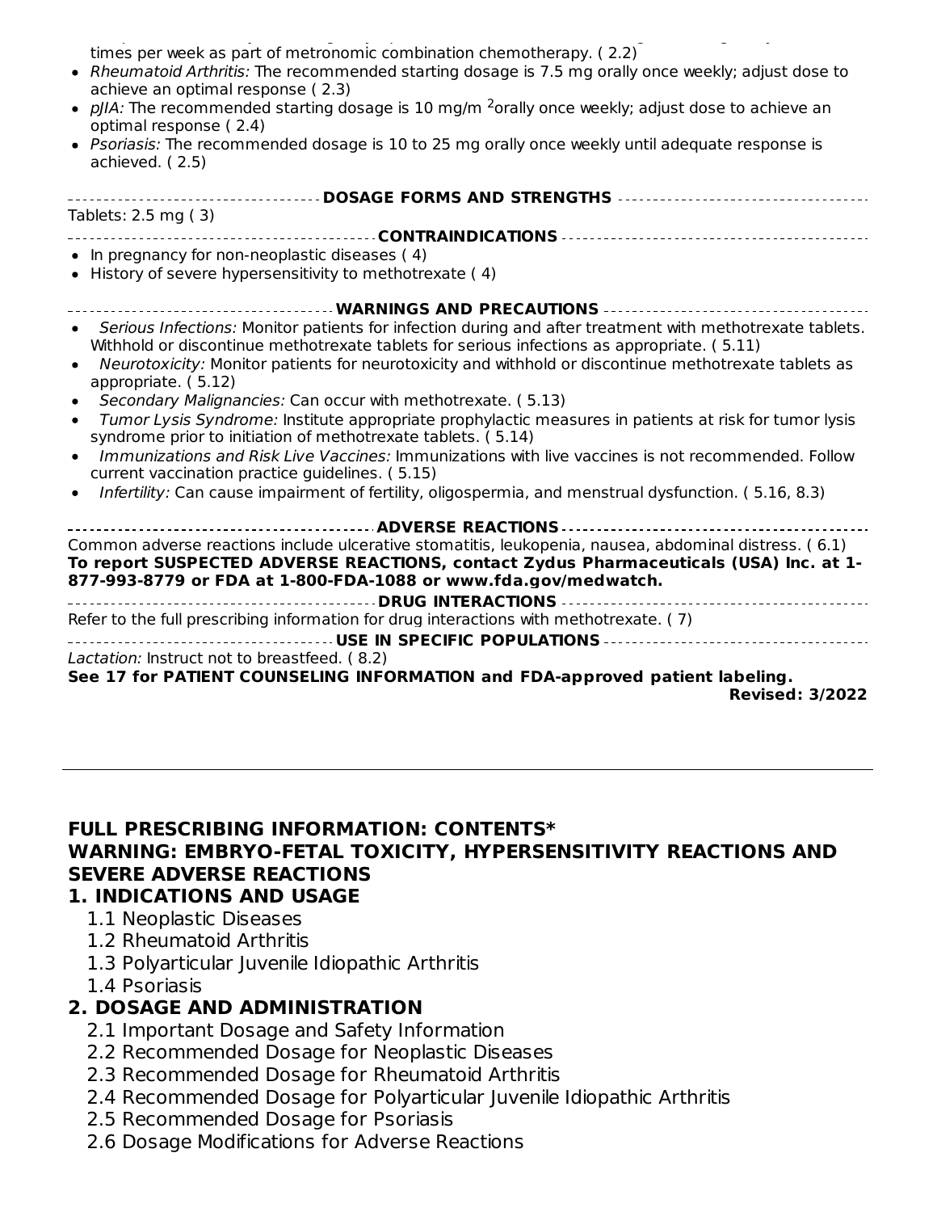times per week as part of metronomic combination chemotherapy. ( 2.2)

- *Rheumatoid Arthritis:* The recommended starting dosage is 7.5 mg orally once weekly; adjust dose to achieve an optimal response ( 2.3)
- *pJIA:* The recommended starting dosage is 10 mg/m $^2$orally once weekly; adjust dose to achieve an optimal response ( 2.4)
- *Psoriasis:* The recommended dosage is 10 to 25 mg orally once weekly until adequate response is achieved. ( 2.5)

**DOSAGE FORMS AND STRENGTHS**

Tablets: 2.5 mg ( 3)

**CONTRAINDICATIONS**

- In pregnancy for non-neoplastic diseases ( 4)
- History of severe hypersensitivity to methotrexate ( 4)

**WARNINGS AND PRECAUTIONS**

- *Serious Infections:* Monitor patients for infection during and after treatment with methotrexate tablets. Withhold or discontinue methotrexate tablets for serious infections as appropriate. ( 5.11)
- *Neurotoxicity:* Monitor patients for neurotoxicity and withhold or discontinue methotrexate tablets as appropriate. ( 5.12)
- *Secondary Malignancies:* Can occur with methotrexate. ( 5.13)
- *Tumor Lysis Syndrome:* Institute appropriate prophylactic measures in patients at risk for tumor lysis syndrome prior to initiation of methotrexate tablets. ( 5.14)
- *Immunizations and Risk Live Vaccines:* Immunizations with live vaccines is not recommended. Follow current vaccination practice guidelines. ( 5.15)
- *Infertility:* Can cause impairment of fertility, oligospermia, and menstrual dysfunction. ( 5.16, 8.3)

**ADVERSE REACTIONS**

Common adverse reactions include ulcerative stomatitis, leukopenia, nausea, abdominal distress. ( 6.1)

**To report SUSPECTED ADVERSE REACTIONS, contact Zydus Pharmaceuticals (USA) Inc. at 1-877-993-8779 or FDA at 1-800-FDA-1088 or www.fda.gov/medwatch.**

**DRUG INTERACTIONS**

Refer to the full prescribing information for drug interactions with methotrexate. ( 7)

**USE IN SPECIFIC POPULATIONS**

*Lactation:* Instruct not to breastfeed. ( 8.2)

**See 17 for PATIENT COUNSELING INFORMATION and FDA-approved patient labeling.**

**Revised: 3/2022**

---

## FULL PRESCRIBING INFORMATION: CONTENTS*

## WARNING: EMBRYO-FETAL TOXICITY, HYPERSENSITIVITY REACTIONS AND SEVERE ADVERSE REACTIONS

## 1. INDICATIONS AND USAGE

- 1.1 Neoplastic Diseases
- 1.2 Rheumatoid Arthritis
- 1.3 Polyarticular Juvenile Idiopathic Arthritis
- 1.4 Psoriasis

## 2. DOSAGE AND ADMINISTRATION

- 2.1 Important Dosage and Safety Information
- 2.2 Recommended Dosage for Neoplastic Diseases
- 2.3 Recommended Dosage for Rheumatoid Arthritis
- 2.4 Recommended Dosage for Polyarticular Juvenile Idiopathic Arthritis
- 2.5 Recommended Dosage for Psoriasis
- 2.6 Dosage Modifications for Adverse Reactions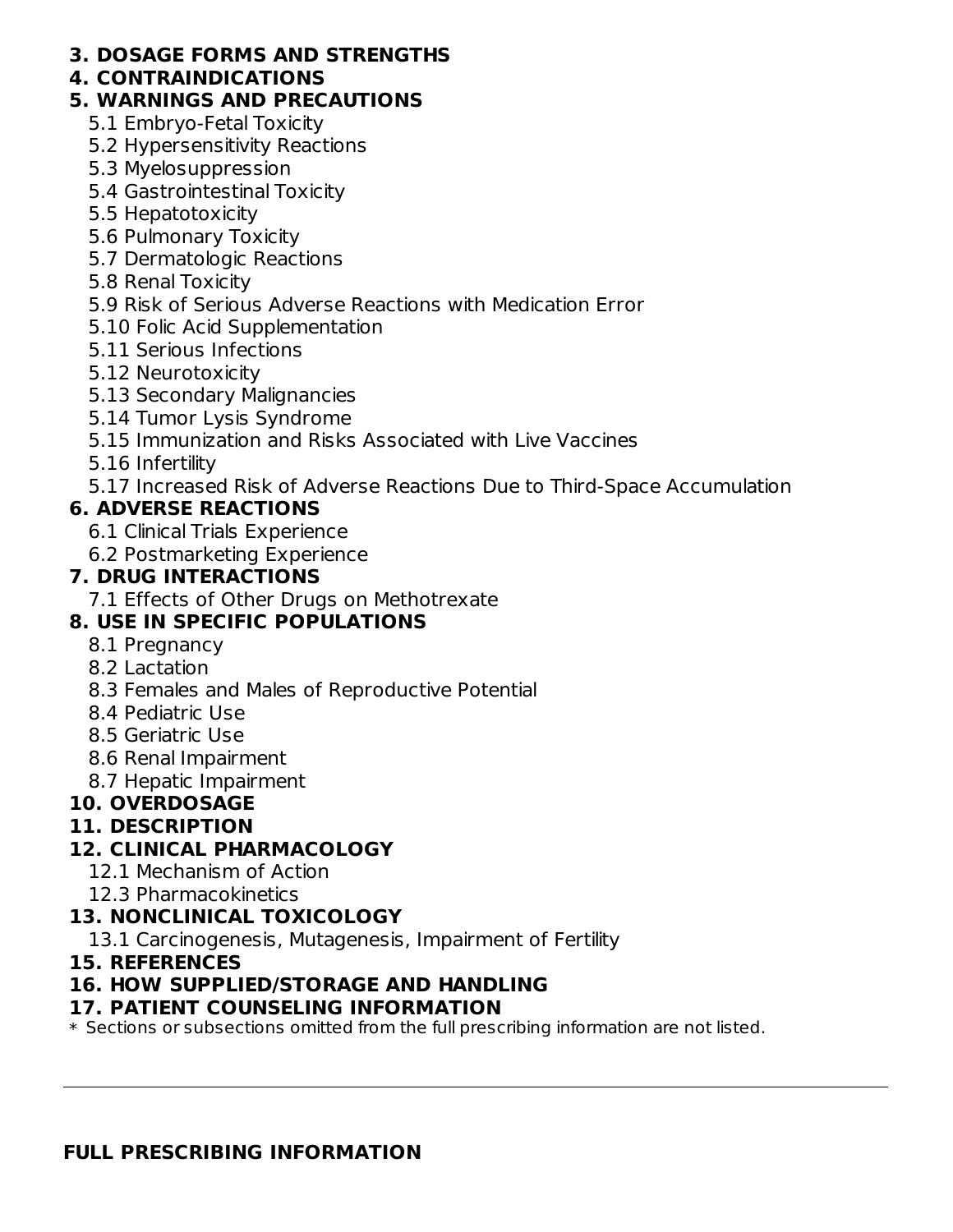**3. DOSAGE FORMS AND STRENGTHS**

**4. CONTRAINDICATIONS**

**5. WARNINGS AND PRECAUTIONS**

- 5.1 Embryo-Fetal Toxicity
- 5.2 Hypersensitivity Reactions
- 5.3 Myelosuppression
- 5.4 Gastrointestinal Toxicity
- 5.5 Hepatotoxicity
- 5.6 Pulmonary Toxicity
- 5.7 Dermatologic Reactions
- 5.8 Renal Toxicity
- 5.9 Risk of Serious Adverse Reactions with Medication Error
- 5.10 Folic Acid Supplementation
- 5.11 Serious Infections
- 5.12 Neurotoxicity
- 5.13 Secondary Malignancies
- 5.14 Tumor Lysis Syndrome
- 5.15 Immunization and Risks Associated with Live Vaccines
- 5.16 Infertility
- 5.17 Increased Risk of Adverse Reactions Due to Third-Space Accumulation

**6. ADVERSE REACTIONS**

- 6.1 Clinical Trials Experience
- 6.2 Postmarketing Experience

**7. DRUG INTERACTIONS**

- 7.1 Effects of Other Drugs on Methotrexate

**8. USE IN SPECIFIC POPULATIONS**

- 8.1 Pregnancy
- 8.2 Lactation
- 8.3 Females and Males of Reproductive Potential
- 8.4 Pediatric Use
- 8.5 Geriatric Use
- 8.6 Renal Impairment
- 8.7 Hepatic Impairment

**10. OVERDOSAGE**

**11. DESCRIPTION**

**12. CLINICAL PHARMACOLOGY**

- 12.1 Mechanism of Action
- 12.3 Pharmacokinetics

**13. NONCLINICAL TOXICOLOGY**

- 13.1 Carcinogenesis, Mutagenesis, Impairment of Fertility

**15. REFERENCES**

**16. HOW SUPPLIED/STORAGE AND HANDLING**

**17. PATIENT COUNSELING INFORMATION**

\* Sections or subsections omitted from the full prescribing information are not listed.

---

**FULL PRESCRIBING INFORMATION**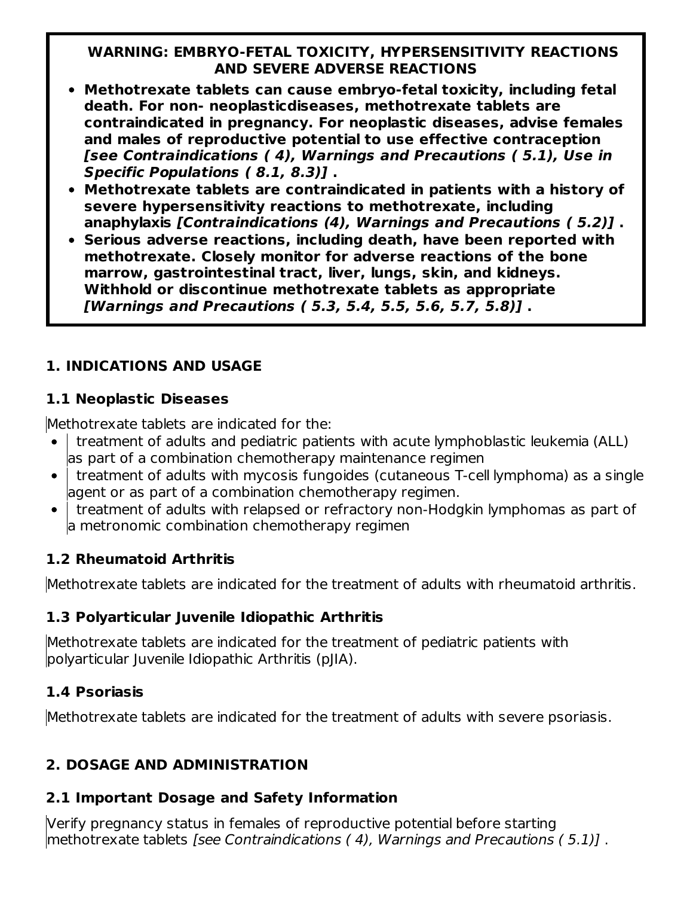**WARNING: EMBRYO-FETAL TOXICITY, HYPERSENSITIVITY REACTIONS AND SEVERE ADVERSE REACTIONS**

- **Methotrexate tablets can cause embryo-fetal toxicity, including fetal death. For non- neoplasticdiseases, methotrexate tablets are contraindicated in pregnancy. For neoplastic diseases, advise females and males of reproductive potential to use effective contraception *[see Contraindications ( 4), Warnings and Precautions ( 5.1), Use in Specific Populations ( 8.1, 8.3)]* .**
- **Methotrexate tablets are contraindicated in patients with a history of severe hypersensitivity reactions to methotrexate, including anaphylaxis *[Contraindications (4), Warnings and Precautions ( 5.2)]* .**
- **Serious adverse reactions, including death, have been reported with methotrexate. Closely monitor for adverse reactions of the bone marrow, gastrointestinal tract, liver, lungs, skin, and kidneys. Withhold or discontinue methotrexate tablets as appropriate *[Warnings and Precautions ( 5.3, 5.4, 5.5, 5.6, 5.7, 5.8)]* .**

## 1. INDICATIONS AND USAGE

### 1.1 Neoplastic Diseases

Methotrexate tablets are indicated for the:

- treatment of adults and pediatric patients with acute lymphoblastic leukemia (ALL) as part of a combination chemotherapy maintenance regimen
- treatment of adults with mycosis fungoides (cutaneous T-cell lymphoma) as a single agent or as part of a combination chemotherapy regimen.
- treatment of adults with relapsed or refractory non-Hodgkin lymphomas as part of a metronomic combination chemotherapy regimen

### 1.2 Rheumatoid Arthritis

Methotrexate tablets are indicated for the treatment of adults with rheumatoid arthritis.

### 1.3 Polyarticular Juvenile Idiopathic Arthritis

Methotrexate tablets are indicated for the treatment of pediatric patients with polyarticular Juvenile Idiopathic Arthritis (pJIA).

### 1.4 Psoriasis

Methotrexate tablets are indicated for the treatment of adults with severe psoriasis.

## 2. DOSAGE AND ADMINISTRATION

### 2.1 Important Dosage and Safety Information

Verify pregnancy status in females of reproductive potential before starting methotrexate tablets *[see Contraindications ( 4), Warnings and Precautions ( 5.1)]* .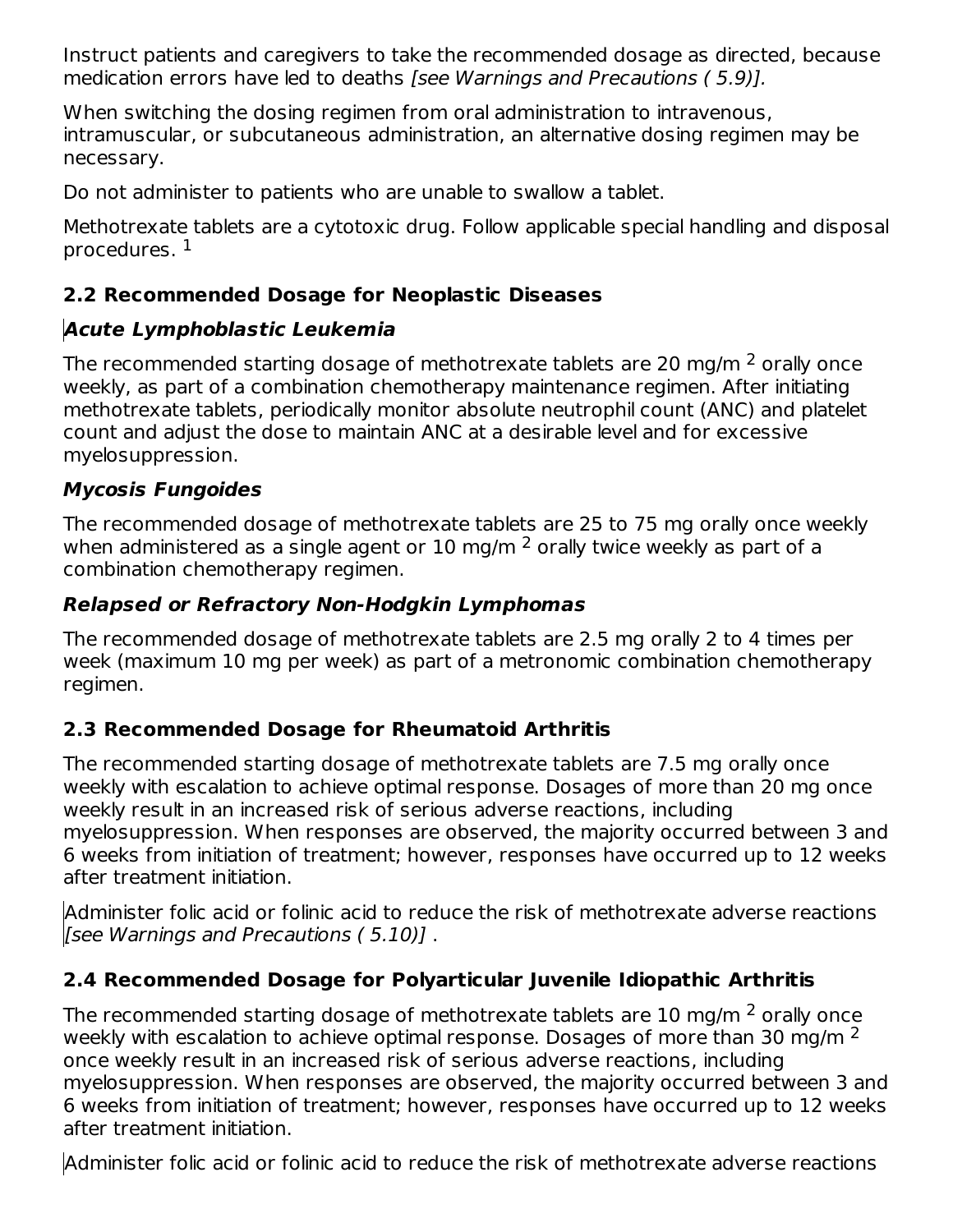Instruct patients and caregivers to take the recommended dosage as directed, because medication errors have led to deaths *[see Warnings and Precautions ( 5.9)].*

When switching the dosing regimen from oral administration to intravenous, intramuscular, or subcutaneous administration, an alternative dosing regimen may be necessary.

Do not administer to patients who are unable to swallow a tablet.

Methotrexate tablets are a cytotoxic drug. Follow applicable special handling and disposal procedures. [1]

### 2.2 Recommended Dosage for Neoplastic Diseases

#### *Acute Lymphoblastic Leukemia*

The recommended starting dosage of methotrexate tablets are 20 mg/m $^2$ orally once weekly, as part of a combination chemotherapy maintenance regimen. After initiating methotrexate tablets, periodically monitor absolute neutrophil count (ANC) and platelet count and adjust the dose to maintain ANC at a desirable level and for excessive myelosuppression.

#### *Mycosis Fungoides*

The recommended dosage of methotrexate tablets are 25 to 75 mg orally once weekly when administered as a single agent or 10 mg/m $^2$ orally twice weekly as part of a combination chemotherapy regimen.

#### *Relapsed or Refractory Non-Hodgkin Lymphomas*

The recommended dosage of methotrexate tablets are 2.5 mg orally 2 to 4 times per week (maximum 10 mg per week) as part of a metronomic combination chemotherapy regimen.

### 2.3 Recommended Dosage for Rheumatoid Arthritis

The recommended starting dosage of methotrexate tablets are 7.5 mg orally once weekly with escalation to achieve optimal response. Dosages of more than 20 mg once weekly result in an increased risk of serious adverse reactions, including myelosuppression. When responses are observed, the majority occurred between 3 and 6 weeks from initiation of treatment; however, responses have occurred up to 12 weeks after treatment initiation.

Administer folic acid or folinic acid to reduce the risk of methotrexate adverse reactions *[see Warnings and Precautions ( 5.10)]* .

### 2.4 Recommended Dosage for Polyarticular Juvenile Idiopathic Arthritis

The recommended starting dosage of methotrexate tablets are 10 mg/m $^2$ orally once weekly with escalation to achieve optimal response. Dosages of more than 30 mg/m $^2$ once weekly result in an increased risk of serious adverse reactions, including myelosuppression. When responses are observed, the majority occurred between 3 and 6 weeks from initiation of treatment; however, responses have occurred up to 12 weeks after treatment initiation.

Administer folic acid or folinic acid to reduce the risk of methotrexate adverse reactions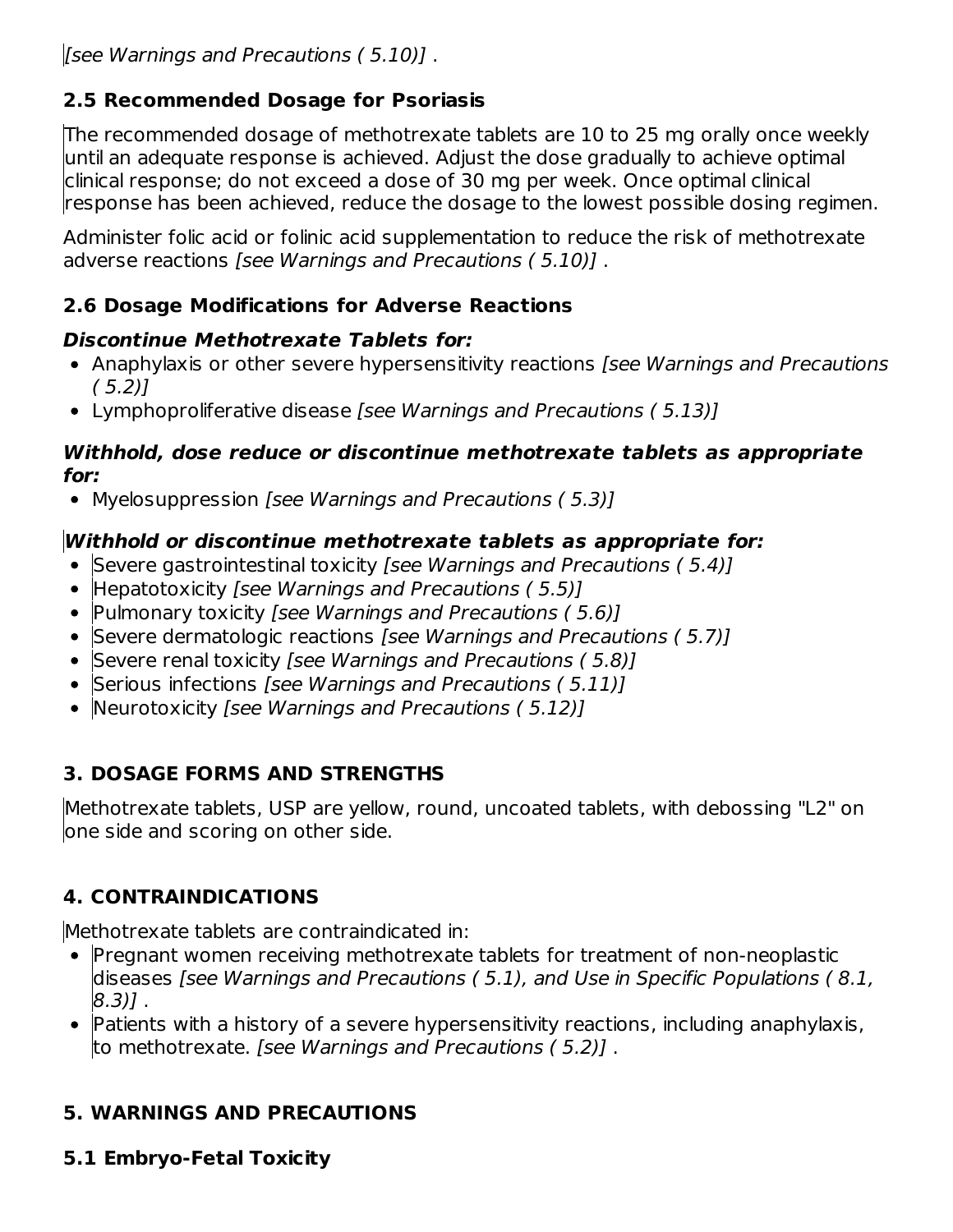*[see Warnings and Precautions ( 5.10)]* .

### 2.5 Recommended Dosage for Psoriasis

The recommended dosage of methotrexate tablets are 10 to 25 mg orally once weekly until an adequate response is achieved. Adjust the dose gradually to achieve optimal clinical response; do not exceed a dose of 30 mg per week. Once optimal clinical response has been achieved, reduce the dosage to the lowest possible dosing regimen.

Administer folic acid or folinic acid supplementation to reduce the risk of methotrexate adverse reactions *[see Warnings and Precautions ( 5.10)]* .

### 2.6 Dosage Modifications for Adverse Reactions

***Discontinue Methotrexate Tablets for:***

- Anaphylaxis or other severe hypersensitivity reactions *[see Warnings and Precautions ( 5.2)]*
- Lymphoproliferative disease *[see Warnings and Precautions ( 5.13)]*

***Withhold, dose reduce or discontinue methotrexate tablets as appropriate for:***

- Myelosuppression *[see Warnings and Precautions ( 5.3)]*

***Withhold or discontinue methotrexate tablets as appropriate for:***

- Severe gastrointestinal toxicity *[see Warnings and Precautions ( 5.4)]*
- Hepatotoxicity *[see Warnings and Precautions ( 5.5)]*
- Pulmonary toxicity *[see Warnings and Precautions ( 5.6)]*
- Severe dermatologic reactions *[see Warnings and Precautions ( 5.7)]*
- Severe renal toxicity *[see Warnings and Precautions ( 5.8)]*
- Serious infections *[see Warnings and Precautions ( 5.11)]*
- Neurotoxicity *[see Warnings and Precautions ( 5.12)]*

## 3. DOSAGE FORMS AND STRENGTHS

Methotrexate tablets, USP are yellow, round, uncoated tablets, with debossing "L2" on one side and scoring on other side.

## 4. CONTRAINDICATIONS

Methotrexate tablets are contraindicated in:

- Pregnant women receiving methotrexate tablets for treatment of non-neoplastic diseases *[see Warnings and Precautions ( 5.1), and Use in Specific Populations ( 8.1, 8.3)]* .
- Patients with a history of a severe hypersensitivity reactions, including anaphylaxis, to methotrexate. *[see Warnings and Precautions ( 5.2)]* .

## 5. WARNINGS AND PRECAUTIONS

### 5.1 Embryo-Fetal Toxicity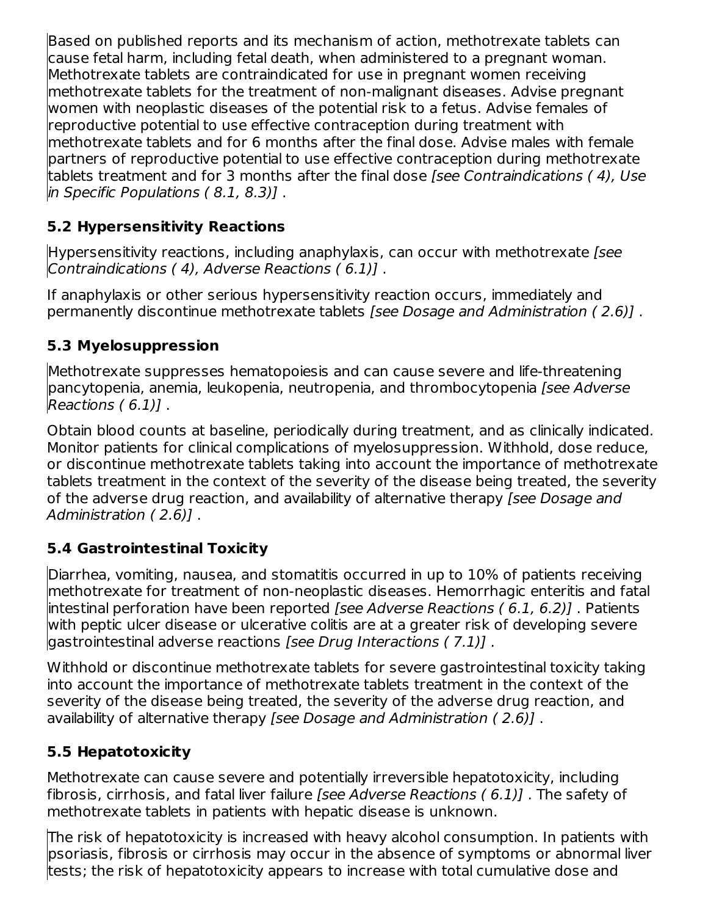Based on published reports and its mechanism of action, methotrexate tablets can cause fetal harm, including fetal death, when administered to a pregnant woman. Methotrexate tablets are contraindicated for use in pregnant women receiving methotrexate tablets for the treatment of non-malignant diseases. Advise pregnant women with neoplastic diseases of the potential risk to a fetus. Advise females of reproductive potential to use effective contraception during treatment with methotrexate tablets and for 6 months after the final dose. Advise males with female partners of reproductive potential to use effective contraception during methotrexate tablets treatment and for 3 months after the final dose *[see Contraindications ( 4), Use in Specific Populations ( 8.1, 8.3)]* .

### 5.2 Hypersensitivity Reactions

Hypersensitivity reactions, including anaphylaxis, can occur with methotrexate *[see Contraindications ( 4), Adverse Reactions ( 6.1)]* .

If anaphylaxis or other serious hypersensitivity reaction occurs, immediately and permanently discontinue methotrexate tablets *[see Dosage and Administration ( 2.6)]* .

### 5.3 Myelosuppression

Methotrexate suppresses hematopoiesis and can cause severe and life-threatening pancytopenia, anemia, leukopenia, neutropenia, and thrombocytopenia *[see Adverse Reactions ( 6.1)]* .

Obtain blood counts at baseline, periodically during treatment, and as clinically indicated. Monitor patients for clinical complications of myelosuppression. Withhold, dose reduce, or discontinue methotrexate tablets taking into account the importance of methotrexate tablets treatment in the context of the severity of the disease being treated, the severity of the adverse drug reaction, and availability of alternative therapy *[see Dosage and Administration ( 2.6)]* .

### 5.4 Gastrointestinal Toxicity

Diarrhea, vomiting, nausea, and stomatitis occurred in up to 10% of patients receiving methotrexate for treatment of non-neoplastic diseases. Hemorrhagic enteritis and fatal intestinal perforation have been reported *[see Adverse Reactions ( 6.1, 6.2)]* . Patients with peptic ulcer disease or ulcerative colitis are at a greater risk of developing severe gastrointestinal adverse reactions *[see Drug Interactions ( 7.1)]* .

Withhold or discontinue methotrexate tablets for severe gastrointestinal toxicity taking into account the importance of methotrexate tablets treatment in the context of the severity of the disease being treated, the severity of the adverse drug reaction, and availability of alternative therapy *[see Dosage and Administration ( 2.6)]* .

### 5.5 Hepatotoxicity

Methotrexate can cause severe and potentially irreversible hepatotoxicity, including fibrosis, cirrhosis, and fatal liver failure *[see Adverse Reactions ( 6.1)]* . The safety of methotrexate tablets in patients with hepatic disease is unknown.

The risk of hepatotoxicity is increased with heavy alcohol consumption. In patients with psoriasis, fibrosis or cirrhosis may occur in the absence of symptoms or abnormal liver tests; the risk of hepatotoxicity appears to increase with total cumulative dose and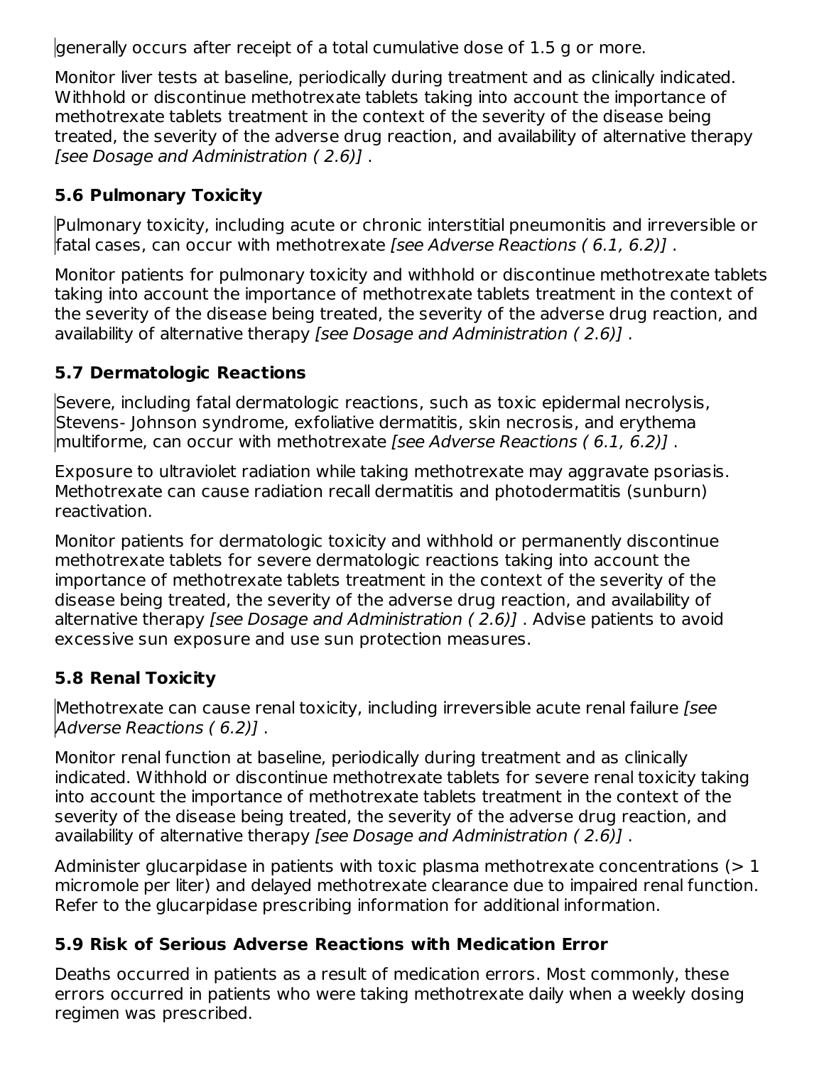generally occurs after receipt of a total cumulative dose of 1.5 g or more.

Monitor liver tests at baseline, periodically during treatment and as clinically indicated. Withhold or discontinue methotrexate tablets taking into account the importance of methotrexate tablets treatment in the context of the severity of the disease being treated, the severity of the adverse drug reaction, and availability of alternative therapy *[see Dosage and Administration ( 2.6)]* .

### 5.6 Pulmonary Toxicity

Pulmonary toxicity, including acute or chronic interstitial pneumonitis and irreversible or fatal cases, can occur with methotrexate *[see Adverse Reactions ( 6.1, 6.2)]* .

Monitor patients for pulmonary toxicity and withhold or discontinue methotrexate tablets taking into account the importance of methotrexate tablets treatment in the context of the severity of the disease being treated, the severity of the adverse drug reaction, and availability of alternative therapy *[see Dosage and Administration ( 2.6)]* .

### 5.7 Dermatologic Reactions

Severe, including fatal dermatologic reactions, such as toxic epidermal necrolysis, Stevens- Johnson syndrome, exfoliative dermatitis, skin necrosis, and erythema multiforme, can occur with methotrexate *[see Adverse Reactions ( 6.1, 6.2)]* .

Exposure to ultraviolet radiation while taking methotrexate may aggravate psoriasis. Methotrexate can cause radiation recall dermatitis and photodermatitis (sunburn) reactivation.

Monitor patients for dermatologic toxicity and withhold or permanently discontinue methotrexate tablets for severe dermatologic reactions taking into account the importance of methotrexate tablets treatment in the context of the severity of the disease being treated, the severity of the adverse drug reaction, and availability of alternative therapy *[see Dosage and Administration ( 2.6)]* . Advise patients to avoid excessive sun exposure and use sun protection measures.

### 5.8 Renal Toxicity

Methotrexate can cause renal toxicity, including irreversible acute renal failure *[see Adverse Reactions ( 6.2)]* .

Monitor renal function at baseline, periodically during treatment and as clinically indicated. Withhold or discontinue methotrexate tablets for severe renal toxicity taking into account the importance of methotrexate tablets treatment in the context of the severity of the disease being treated, the severity of the adverse drug reaction, and availability of alternative therapy *[see Dosage and Administration ( 2.6)]* .

Administer glucarpidase in patients with toxic plasma methotrexate concentrations (> 1 micromole per liter) and delayed methotrexate clearance due to impaired renal function. Refer to the glucarpidase prescribing information for additional information.

### 5.9 Risk of Serious Adverse Reactions with Medication Error

Deaths occurred in patients as a result of medication errors. Most commonly, these errors occurred in patients who were taking methotrexate daily when a weekly dosing regimen was prescribed.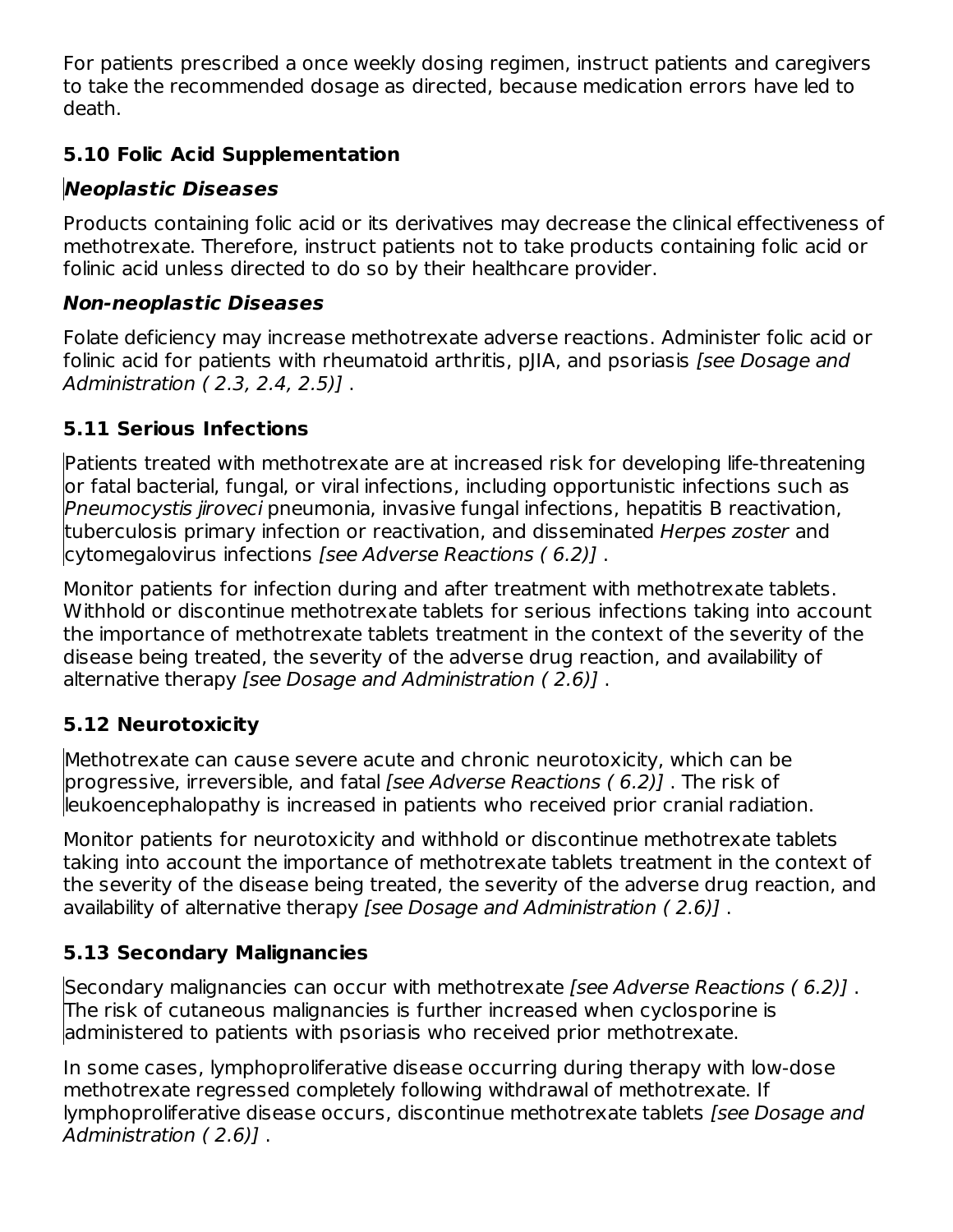For patients prescribed a once weekly dosing regimen, instruct patients and caregivers to take the recommended dosage as directed, because medication errors have led to death.

### 5.10 Folic Acid Supplementation

#### *Neoplastic Diseases*

Products containing folic acid or its derivatives may decrease the clinical effectiveness of methotrexate. Therefore, instruct patients not to take products containing folic acid or folinic acid unless directed to do so by their healthcare provider.

#### *Non-neoplastic Diseases*

Folate deficiency may increase methotrexate adverse reactions. Administer folic acid or folinic acid for patients with rheumatoid arthritis, pJIA, and psoriasis *[see Dosage and Administration ( 2.3, 2.4, 2.5)]* .

### 5.11 Serious Infections

Patients treated with methotrexate are at increased risk for developing life-threatening or fatal bacterial, fungal, or viral infections, including opportunistic infections such as *Pneumocystis jiroveci* pneumonia, invasive fungal infections, hepatitis B reactivation, tuberculosis primary infection or reactivation, and disseminated *Herpes zoster* and cytomegalovirus infections *[see Adverse Reactions ( 6.2)]* .

Monitor patients for infection during and after treatment with methotrexate tablets. Withhold or discontinue methotrexate tablets for serious infections taking into account the importance of methotrexate tablets treatment in the context of the severity of the disease being treated, the severity of the adverse drug reaction, and availability of alternative therapy *[see Dosage and Administration ( 2.6)]* .

### 5.12 Neurotoxicity

Methotrexate can cause severe acute and chronic neurotoxicity, which can be progressive, irreversible, and fatal *[see Adverse Reactions ( 6.2)]* . The risk of leukoencephalopathy is increased in patients who received prior cranial radiation.

Monitor patients for neurotoxicity and withhold or discontinue methotrexate tablets taking into account the importance of methotrexate tablets treatment in the context of the severity of the disease being treated, the severity of the adverse drug reaction, and availability of alternative therapy *[see Dosage and Administration ( 2.6)]* .

### 5.13 Secondary Malignancies

Secondary malignancies can occur with methotrexate *[see Adverse Reactions ( 6.2)]* . The risk of cutaneous malignancies is further increased when cyclosporine is administered to patients with psoriasis who received prior methotrexate.

In some cases, lymphoproliferative disease occurring during therapy with low-dose methotrexate regressed completely following withdrawal of methotrexate. If lymphoproliferative disease occurs, discontinue methotrexate tablets *[see Dosage and Administration ( 2.6)]* .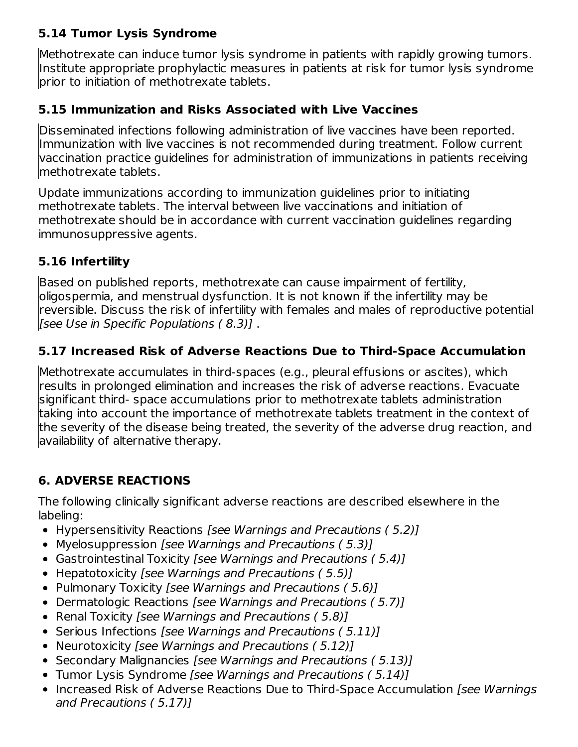### 5.14 Tumor Lysis Syndrome

Methotrexate can induce tumor lysis syndrome in patients with rapidly growing tumors. Institute appropriate prophylactic measures in patients at risk for tumor lysis syndrome prior to initiation of methotrexate tablets.

### 5.15 Immunization and Risks Associated with Live Vaccines

Disseminated infections following administration of live vaccines have been reported. Immunization with live vaccines is not recommended during treatment. Follow current vaccination practice guidelines for administration of immunizations in patients receiving methotrexate tablets.

Update immunizations according to immunization guidelines prior to initiating methotrexate tablets. The interval between live vaccinations and initiation of methotrexate should be in accordance with current vaccination guidelines regarding immunosuppressive agents.

### 5.16 Infertility

Based on published reports, methotrexate can cause impairment of fertility, oligospermia, and menstrual dysfunction. It is not known if the infertility may be reversible. Discuss the risk of infertility with females and males of reproductive potential *[see Use in Specific Populations ( 8.3)]* .

### 5.17 Increased Risk of Adverse Reactions Due to Third-Space Accumulation

Methotrexate accumulates in third-spaces (e.g., pleural effusions or ascites), which results in prolonged elimination and increases the risk of adverse reactions. Evacuate significant third- space accumulations prior to methotrexate tablets administration taking into account the importance of methotrexate tablets treatment in the context of the severity of the disease being treated, the severity of the adverse drug reaction, and availability of alternative therapy.

## 6. ADVERSE REACTIONS

The following clinically significant adverse reactions are described elsewhere in the labeling:

- Hypersensitivity Reactions *[see Warnings and Precautions ( 5.2)]*
- Myelosuppression *[see Warnings and Precautions ( 5.3)]*
- Gastrointestinal Toxicity *[see Warnings and Precautions ( 5.4)]*
- Hepatotoxicity *[see Warnings and Precautions ( 5.5)]*
- Pulmonary Toxicity *[see Warnings and Precautions ( 5.6)]*
- Dermatologic Reactions *[see Warnings and Precautions ( 5.7)]*
- Renal Toxicity *[see Warnings and Precautions ( 5.8)]*
- Serious Infections *[see Warnings and Precautions ( 5.11)]*
- Neurotoxicity *[see Warnings and Precautions ( 5.12)]*
- Secondary Malignancies *[see Warnings and Precautions ( 5.13)]*
- Tumor Lysis Syndrome *[see Warnings and Precautions ( 5.14)]*
- Increased Risk of Adverse Reactions Due to Third-Space Accumulation *[see Warnings and Precautions ( 5.17)]*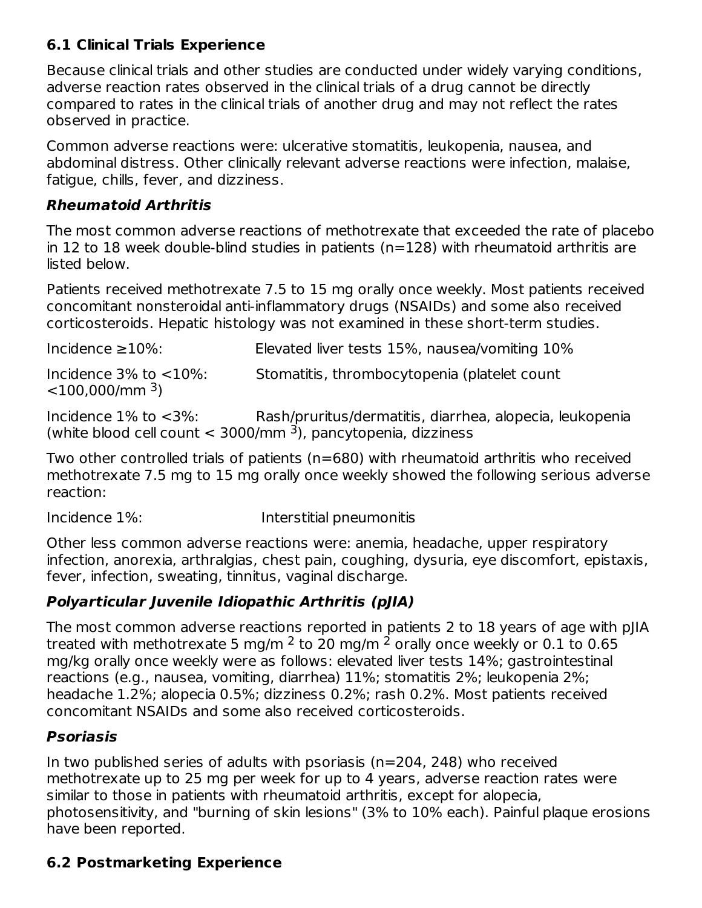### 6.1 Clinical Trials Experience

Because clinical trials and other studies are conducted under widely varying conditions, adverse reaction rates observed in the clinical trials of a drug cannot be directly compared to rates in the clinical trials of another drug and may not reflect the rates observed in practice.

Common adverse reactions were: ulcerative stomatitis, leukopenia, nausea, and abdominal distress. Other clinically relevant adverse reactions were infection, malaise, fatigue, chills, fever, and dizziness.

***Rheumatoid Arthritis***

The most common adverse reactions of methotrexate that exceeded the rate of placebo in 12 to 18 week double-blind studies in patients (n=128) with rheumatoid arthritis are listed below.

Patients received methotrexate 7.5 to 15 mg orally once weekly. Most patients received concomitant nonsteroidal anti-inflammatory drugs (NSAIDs) and some also received corticosteroids. Hepatic histology was not examined in these short-term studies.

Incidence ≥10%: Elevated liver tests 15%, nausea/vomiting 10%

Incidence 3% to <10%: Stomatitis, thrombocytopenia (platelet count <100,000/mm $^3$)

Incidence 1% to <3%: Rash/pruritus/dermatitis, diarrhea, alopecia, leukopenia (white blood cell count < 3000/mm $^3$), pancytopenia, dizziness

Two other controlled trials of patients (n=680) with rheumatoid arthritis who received methotrexate 7.5 mg to 15 mg orally once weekly showed the following serious adverse reaction:

Incidence 1%: Interstitial pneumonitis

Other less common adverse reactions were: anemia, headache, upper respiratory infection, anorexia, arthralgias, chest pain, coughing, dysuria, eye discomfort, epistaxis, fever, infection, sweating, tinnitus, vaginal discharge.

***Polyarticular Juvenile Idiopathic Arthritis (pJIA)***

The most common adverse reactions reported in patients 2 to 18 years of age with pJIA treated with methotrexate 5 mg/m $^2$ to 20 mg/m $^2$ orally once weekly or 0.1 to 0.65 mg/kg orally once weekly were as follows: elevated liver tests 14%; gastrointestinal reactions (e.g., nausea, vomiting, diarrhea) 11%; stomatitis 2%; leukopenia 2%; headache 1.2%; alopecia 0.5%; dizziness 0.2%; rash 0.2%. Most patients received concomitant NSAIDs and some also received corticosteroids.

***Psoriasis***

In two published series of adults with psoriasis (n=204, 248) who received methotrexate up to 25 mg per week for up to 4 years, adverse reaction rates were similar to those in patients with rheumatoid arthritis, except for alopecia, photosensitivity, and "burning of skin lesions" (3% to 10% each). Painful plaque erosions have been reported.

### 6.2 Postmarketing Experience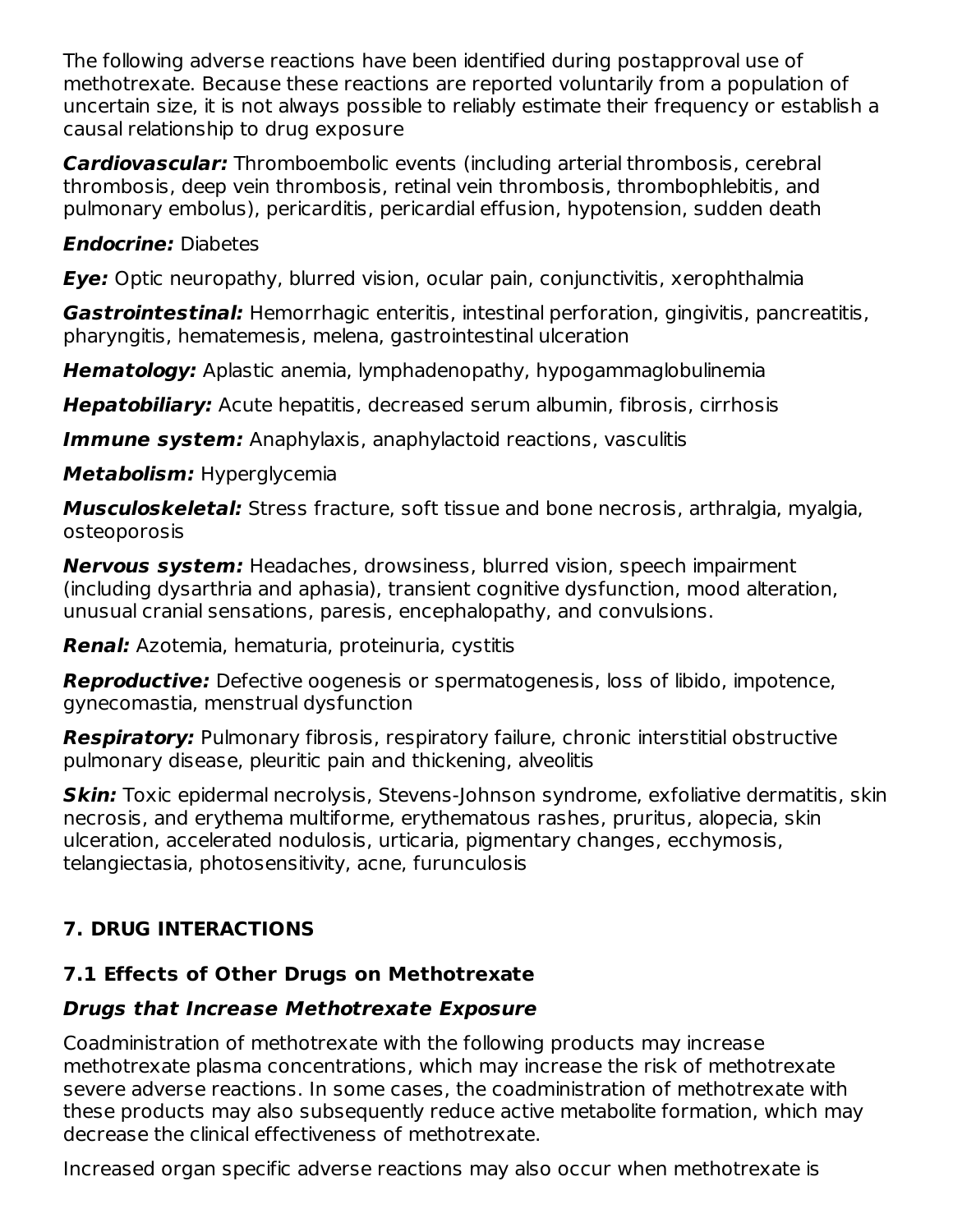The following adverse reactions have been identified during postapproval use of methotrexate. Because these reactions are reported voluntarily from a population of uncertain size, it is not always possible to reliably estimate their frequency or establish a causal relationship to drug exposure

***Cardiovascular:*** Thromboembolic events (including arterial thrombosis, cerebral thrombosis, deep vein thrombosis, retinal vein thrombosis, thrombophlebitis, and pulmonary embolus), pericarditis, pericardial effusion, hypotension, sudden death

***Endocrine:*** Diabetes

***Eye:*** Optic neuropathy, blurred vision, ocular pain, conjunctivitis, xerophthalmia

***Gastrointestinal:*** Hemorrhagic enteritis, intestinal perforation, gingivitis, pancreatitis, pharyngitis, hematemesis, melena, gastrointestinal ulceration

***Hematology:*** Aplastic anemia, lymphadenopathy, hypogammaglobulinemia

***Hepatobiliary:*** Acute hepatitis, decreased serum albumin, fibrosis, cirrhosis

***Immune system:*** Anaphylaxis, anaphylactoid reactions, vasculitis

***Metabolism:*** Hyperglycemia

***Musculoskeletal:*** Stress fracture, soft tissue and bone necrosis, arthralgia, myalgia, osteoporosis

***Nervous system:*** Headaches, drowsiness, blurred vision, speech impairment (including dysarthria and aphasia), transient cognitive dysfunction, mood alteration, unusual cranial sensations, paresis, encephalopathy, and convulsions.

***Renal:*** Azotemia, hematuria, proteinuria, cystitis

***Reproductive:*** Defective oogenesis or spermatogenesis, loss of libido, impotence, gynecomastia, menstrual dysfunction

***Respiratory:*** Pulmonary fibrosis, respiratory failure, chronic interstitial obstructive pulmonary disease, pleuritic pain and thickening, alveolitis

***Skin:*** Toxic epidermal necrolysis, Stevens-Johnson syndrome, exfoliative dermatitis, skin necrosis, and erythema multiforme, erythematous rashes, pruritus, alopecia, skin ulceration, accelerated nodulosis, urticaria, pigmentary changes, ecchymosis, telangiectasia, photosensitivity, acne, furunculosis

## 7. DRUG INTERACTIONS

### 7.1 Effects of Other Drugs on Methotrexate

#### *Drugs that Increase Methotrexate Exposure*

Coadministration of methotrexate with the following products may increase methotrexate plasma concentrations, which may increase the risk of methotrexate severe adverse reactions. In some cases, the coadministration of methotrexate with these products may also subsequently reduce active metabolite formation, which may decrease the clinical effectiveness of methotrexate.

Increased organ specific adverse reactions may also occur when methotrexate is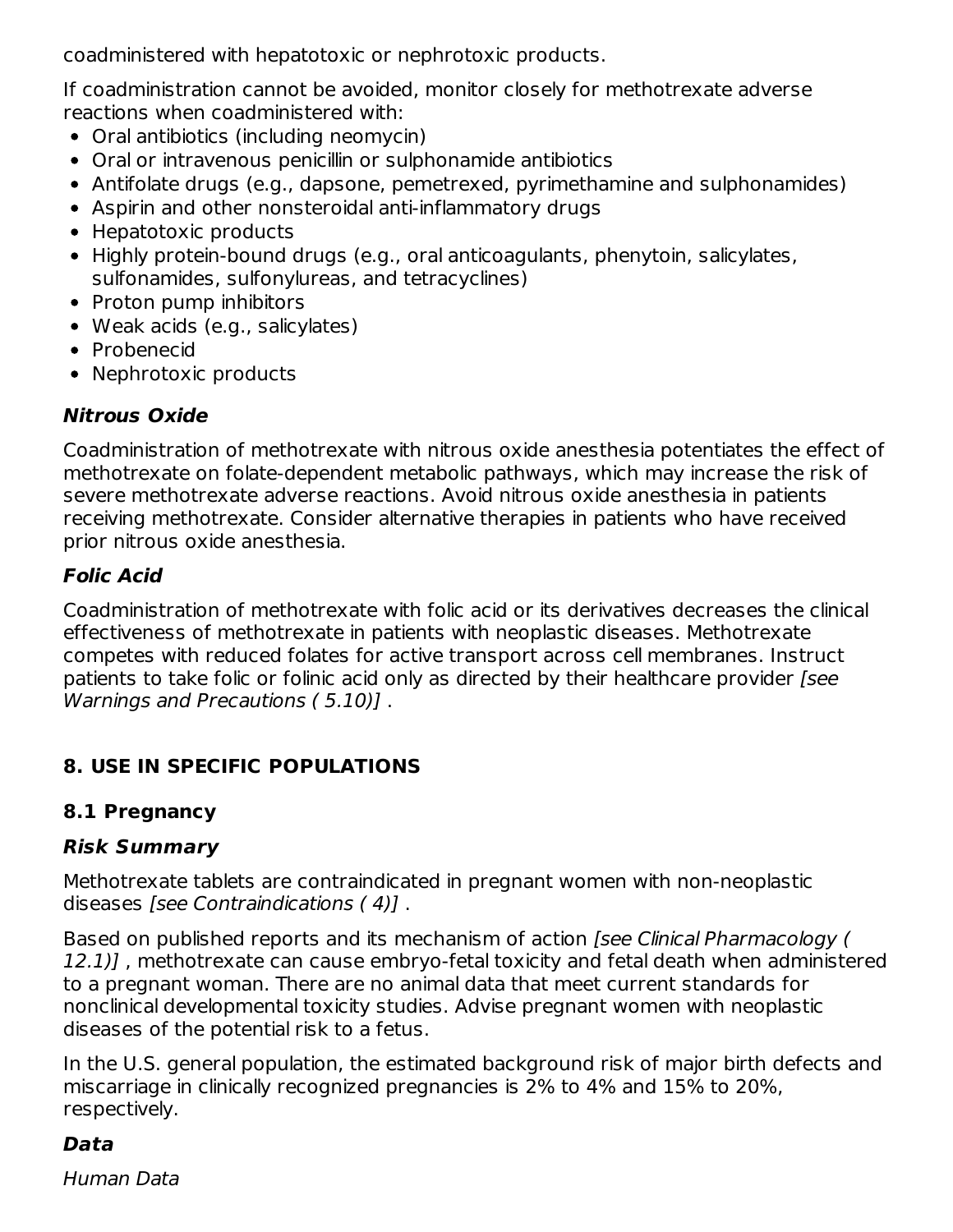coadministered with hepatotoxic or nephrotoxic products.

If coadministration cannot be avoided, monitor closely for methotrexate adverse reactions when coadministered with:

- Oral antibiotics (including neomycin)
- Oral or intravenous penicillin or sulphonamide antibiotics
- Antifolate drugs (e.g., dapsone, pemetrexed, pyrimethamine and sulphonamides)
- Aspirin and other nonsteroidal anti-inflammatory drugs
- Hepatotoxic products
- Highly protein-bound drugs (e.g., oral anticoagulants, phenytoin, salicylates, sulfonamides, sulfonylureas, and tetracyclines)
- Proton pump inhibitors
- Weak acids (e.g., salicylates)
- Probenecid
- Nephrotoxic products

***Nitrous Oxide***

Coadministration of methotrexate with nitrous oxide anesthesia potentiates the effect of methotrexate on folate-dependent metabolic pathways, which may increase the risk of severe methotrexate adverse reactions. Avoid nitrous oxide anesthesia in patients receiving methotrexate. Consider alternative therapies in patients who have received prior nitrous oxide anesthesia.

***Folic Acid***

Coadministration of methotrexate with folic acid or its derivatives decreases the clinical effectiveness of methotrexate in patients with neoplastic diseases. Methotrexate competes with reduced folates for active transport across cell membranes. Instruct patients to take folic or folinic acid only as directed by their healthcare provider *[see Warnings and Precautions ( 5.10)]* .

## 8. USE IN SPECIFIC POPULATIONS

### 8.1 Pregnancy

***Risk Summary***

Methotrexate tablets are contraindicated in pregnant women with non-neoplastic diseases *[see Contraindications ( 4)]* .

Based on published reports and its mechanism of action *[see Clinical Pharmacology ( 12.1)]* , methotrexate can cause embryo-fetal toxicity and fetal death when administered to a pregnant woman. There are no animal data that meet current standards for nonclinical developmental toxicity studies. Advise pregnant women with neoplastic diseases of the potential risk to a fetus.

In the U.S. general population, the estimated background risk of major birth defects and miscarriage in clinically recognized pregnancies is 2% to 4% and 15% to 20%, respectively.

***Data***

*Human Data*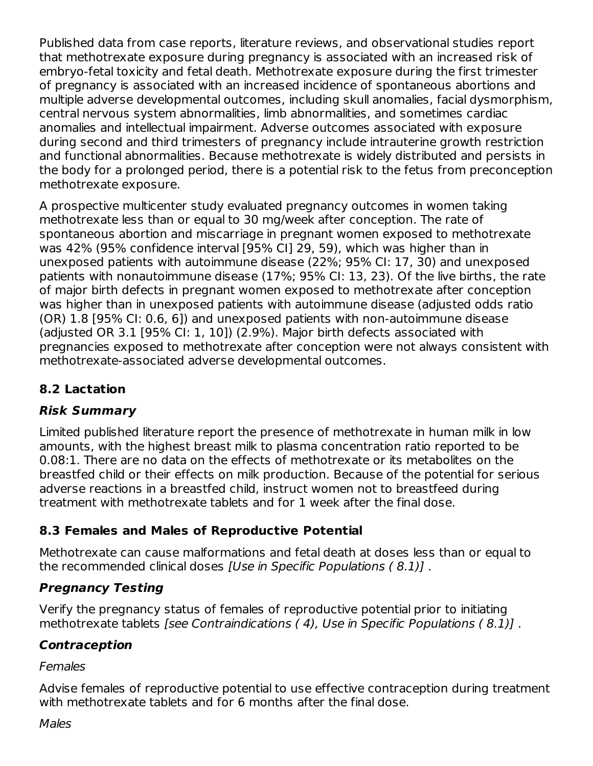Published data from case reports, literature reviews, and observational studies report that methotrexate exposure during pregnancy is associated with an increased risk of embryo-fetal toxicity and fetal death. Methotrexate exposure during the first trimester of pregnancy is associated with an increased incidence of spontaneous abortions and multiple adverse developmental outcomes, including skull anomalies, facial dysmorphism, central nervous system abnormalities, limb abnormalities, and sometimes cardiac anomalies and intellectual impairment. Adverse outcomes associated with exposure during second and third trimesters of pregnancy include intrauterine growth restriction and functional abnormalities. Because methotrexate is widely distributed and persists in the body for a prolonged period, there is a potential risk to the fetus from preconception methotrexate exposure.

A prospective multicenter study evaluated pregnancy outcomes in women taking methotrexate less than or equal to 30 mg/week after conception. The rate of spontaneous abortion and miscarriage in pregnant women exposed to methotrexate was 42% (95% confidence interval [95% CI] 29, 59), which was higher than in unexposed patients with autoimmune disease (22%; 95% CI: 17, 30) and unexposed patients with nonautoimmune disease (17%; 95% CI: 13, 23). Of the live births, the rate of major birth defects in pregnant women exposed to methotrexate after conception was higher than in unexposed patients with autoimmune disease (adjusted odds ratio (OR) 1.8 [95% CI: 0.6, 6]) and unexposed patients with non-autoimmune disease (adjusted OR 3.1 [95% CI: 1, 10]) (2.9%). Major birth defects associated with pregnancies exposed to methotrexate after conception were not always consistent with methotrexate-associated adverse developmental outcomes.

## 8.2 Lactation

### *Risk Summary*

Limited published literature report the presence of methotrexate in human milk in low amounts, with the highest breast milk to plasma concentration ratio reported to be 0.08:1. There are no data on the effects of methotrexate or its metabolites on the breastfed child or their effects on milk production. Because of the potential for serious adverse reactions in a breastfed child, instruct women not to breastfeed during treatment with methotrexate tablets and for 1 week after the final dose.

## 8.3 Females and Males of Reproductive Potential

Methotrexate can cause malformations and fetal death at doses less than or equal to the recommended clinical doses *[Use in Specific Populations ( 8.1)]* .

### *Pregnancy Testing*

Verify the pregnancy status of females of reproductive potential prior to initiating methotrexate tablets *[see Contraindications ( 4), Use in Specific Populations ( 8.1)]* .

### *Contraception*

*Females*

Advise females of reproductive potential to use effective contraception during treatment with methotrexate tablets and for 6 months after the final dose.

*Males*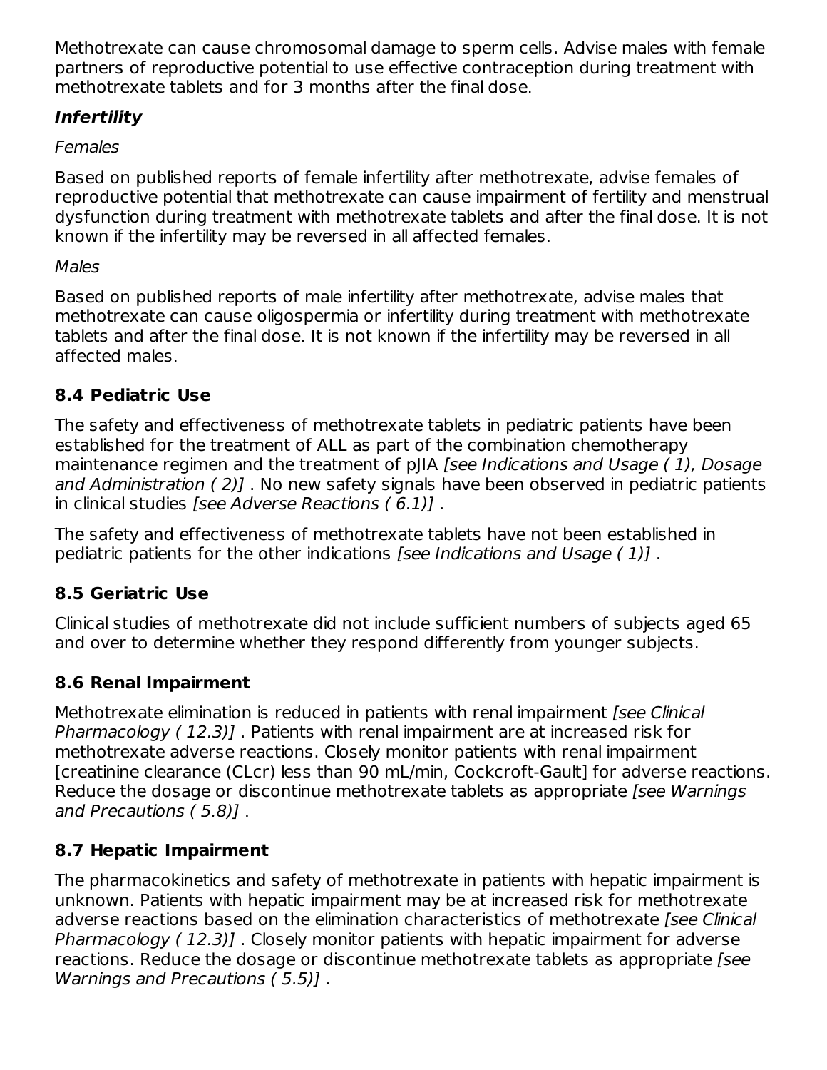Methotrexate can cause chromosomal damage to sperm cells. Advise males with female partners of reproductive potential to use effective contraception during treatment with methotrexate tablets and for 3 months after the final dose.

***Infertility***

*Females*

Based on published reports of female infertility after methotrexate, advise females of reproductive potential that methotrexate can cause impairment of fertility and menstrual dysfunction during treatment with methotrexate tablets and after the final dose. It is not known if the infertility may be reversed in all affected females.

*Males*

Based on published reports of male infertility after methotrexate, advise males that methotrexate can cause oligospermia or infertility during treatment with methotrexate tablets and after the final dose. It is not known if the infertility may be reversed in all affected males.

### 8.4 Pediatric Use

The safety and effectiveness of methotrexate tablets in pediatric patients have been established for the treatment of ALL as part of the combination chemotherapy maintenance regimen and the treatment of pJIA *[see Indications and Usage ( 1), Dosage and Administration ( 2)]* . No new safety signals have been observed in pediatric patients in clinical studies *[see Adverse Reactions ( 6.1)]* .

The safety and effectiveness of methotrexate tablets have not been established in pediatric patients for the other indications *[see Indications and Usage ( 1)]* .

### 8.5 Geriatric Use

Clinical studies of methotrexate did not include sufficient numbers of subjects aged 65 and over to determine whether they respond differently from younger subjects.

### 8.6 Renal Impairment

Methotrexate elimination is reduced in patients with renal impairment *[see Clinical Pharmacology ( 12.3)]* . Patients with renal impairment are at increased risk for methotrexate adverse reactions. Closely monitor patients with renal impairment [creatinine clearance (CLcr) less than 90 mL/min, Cockcroft-Gault] for adverse reactions. Reduce the dosage or discontinue methotrexate tablets as appropriate *[see Warnings and Precautions ( 5.8)]* .

### 8.7 Hepatic Impairment

The pharmacokinetics and safety of methotrexate in patients with hepatic impairment is unknown. Patients with hepatic impairment may be at increased risk for methotrexate adverse reactions based on the elimination characteristics of methotrexate *[see Clinical Pharmacology ( 12.3)]* . Closely monitor patients with hepatic impairment for adverse reactions. Reduce the dosage or discontinue methotrexate tablets as appropriate *[see Warnings and Precautions ( 5.5)]* .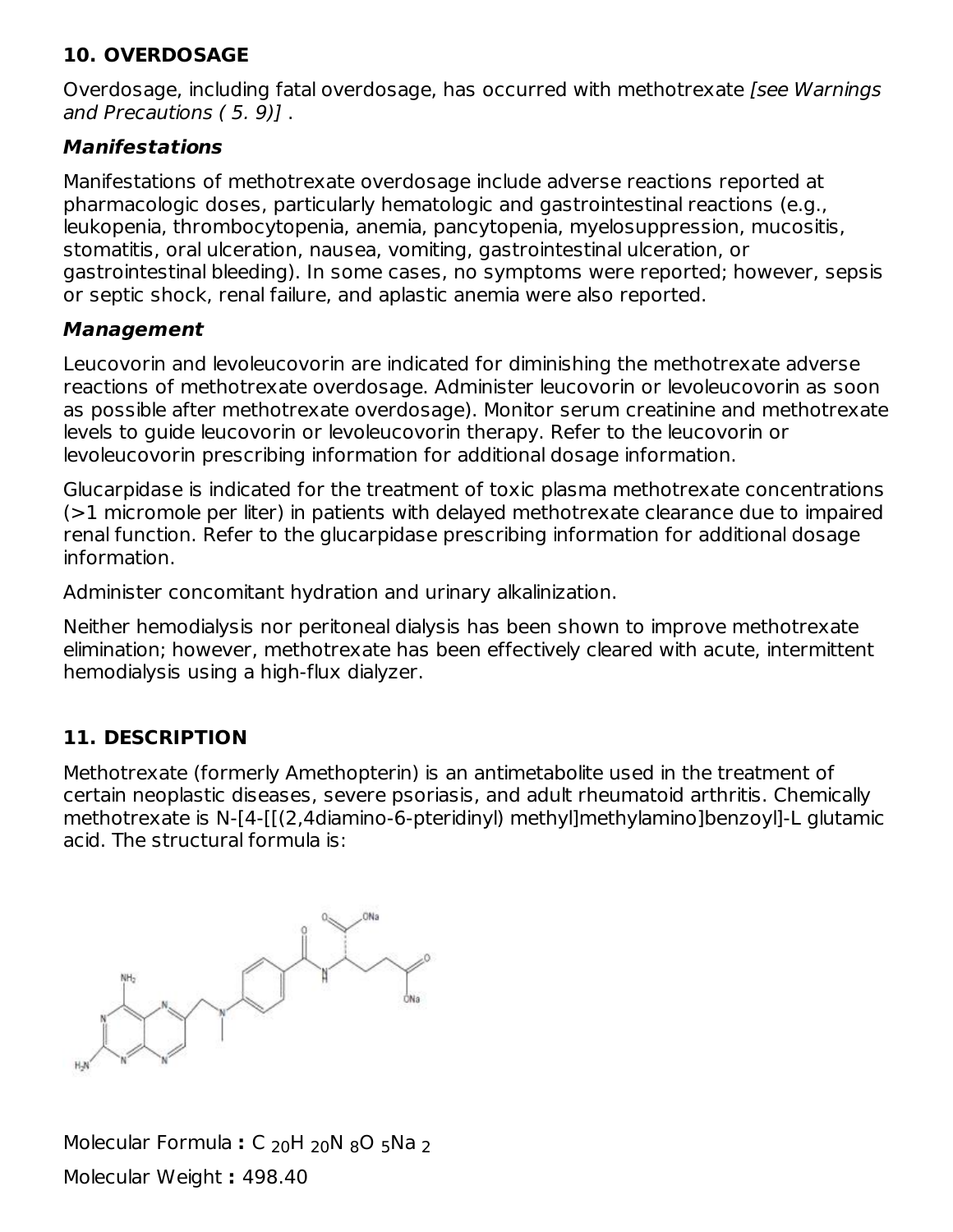## 10. OVERDOSAGE

Overdosage, including fatal overdosage, has occurred with methotrexate *[see Warnings and Precautions ( 5. 9)]* .

### *Manifestations*

Manifestations of methotrexate overdosage include adverse reactions reported at pharmacologic doses, particularly hematologic and gastrointestinal reactions (e.g., leukopenia, thrombocytopenia, anemia, pancytopenia, myelosuppression, mucositis, stomatitis, oral ulceration, nausea, vomiting, gastrointestinal ulceration, or gastrointestinal bleeding). In some cases, no symptoms were reported; however, sepsis or septic shock, renal failure, and aplastic anemia were also reported.

### *Management*

Leucovorin and levoleucovorin are indicated for diminishing the methotrexate adverse reactions of methotrexate overdosage. Administer leucovorin or levoleucovorin as soon as possible after methotrexate overdosage). Monitor serum creatinine and methotrexate levels to guide leucovorin or levoleucovorin therapy. Refer to the leucovorin or levoleucovorin prescribing information for additional dosage information.

Glucarpidase is indicated for the treatment of toxic plasma methotrexate concentrations (>1 micromole per liter) in patients with delayed methotrexate clearance due to impaired renal function. Refer to the glucarpidase prescribing information for additional dosage information.

Administer concomitant hydration and urinary alkalinization.

Neither hemodialysis nor peritoneal dialysis has been shown to improve methotrexate elimination; however, methotrexate has been effectively cleared with acute, intermittent hemodialysis using a high-flux dialyzer.

## 11. DESCRIPTION

Methotrexate (formerly Amethopterin) is an antimetabolite used in the treatment of certain neoplastic diseases, severe psoriasis, and adult rheumatoid arthritis. Chemically methotrexate is N-[4-[[(2,4diamino-6-pteridinyl) methyl]methylamino]benzoyl]-L glutamic acid. The structural formula is:

Molecular Formula **:** $C_{20}H_{20}N_8O_5Na_2$

Molecular Weight **:** 498.40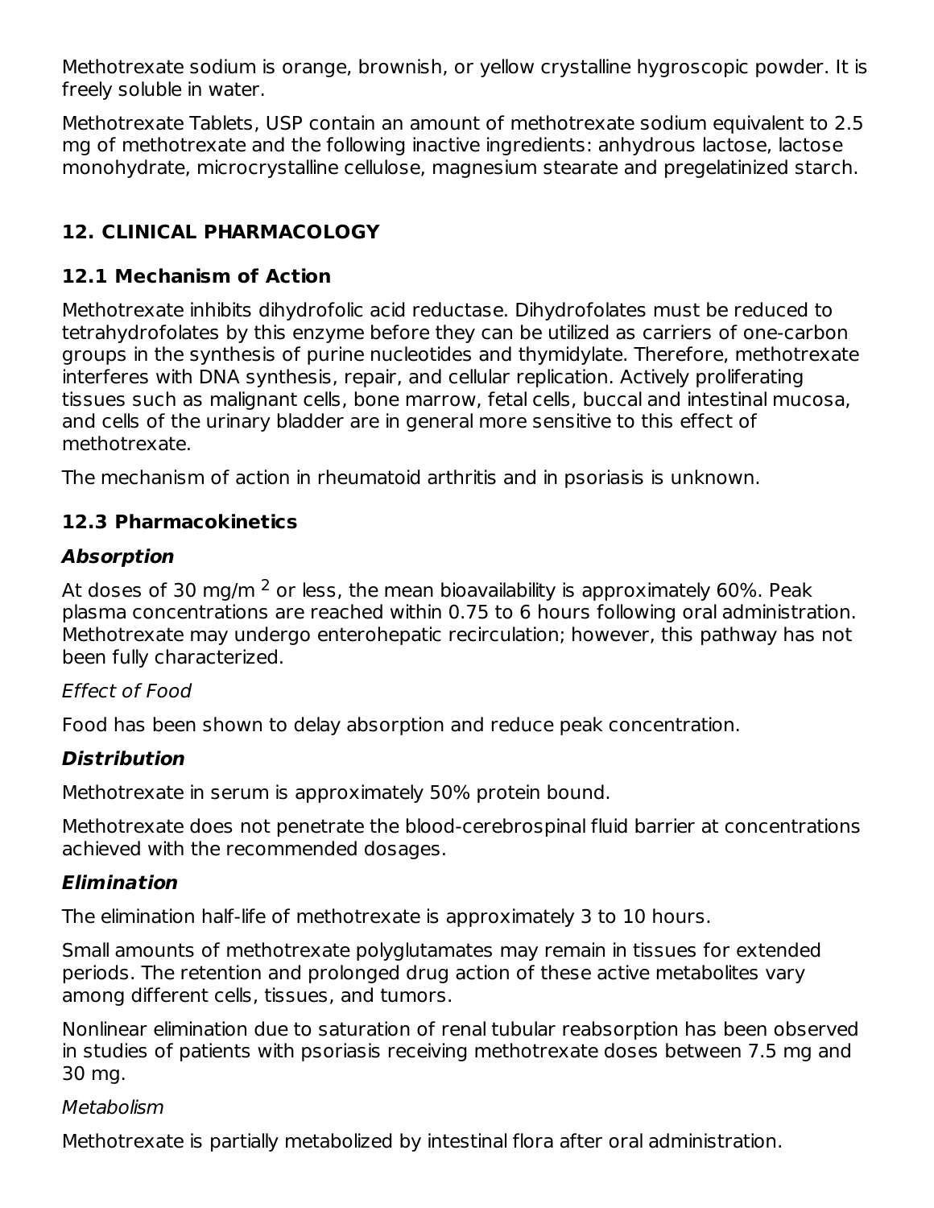Methotrexate sodium is orange, brownish, or yellow crystalline hygroscopic powder. It is freely soluble in water.

Methotrexate Tablets, USP contain an amount of methotrexate sodium equivalent to 2.5 mg of methotrexate and the following inactive ingredients: anhydrous lactose, lactose monohydrate, microcrystalline cellulose, magnesium stearate and pregelatinized starch.

## 12. CLINICAL PHARMACOLOGY

### 12.1 Mechanism of Action

Methotrexate inhibits dihydrofolic acid reductase. Dihydrofolates must be reduced to tetrahydrofolates by this enzyme before they can be utilized as carriers of one-carbon groups in the synthesis of purine nucleotides and thymidylate. Therefore, methotrexate interferes with DNA synthesis, repair, and cellular replication. Actively proliferating tissues such as malignant cells, bone marrow, fetal cells, buccal and intestinal mucosa, and cells of the urinary bladder are in general more sensitive to this effect of methotrexate.

The mechanism of action in rheumatoid arthritis and in psoriasis is unknown.

### 12.3 Pharmacokinetics

***Absorption***

At doses of 30 mg/m $^2$ or less, the mean bioavailability is approximately 60%. Peak plasma concentrations are reached within 0.75 to 6 hours following oral administration. Methotrexate may undergo enterohepatic recirculation; however, this pathway has not been fully characterized.

*Effect of Food*

Food has been shown to delay absorption and reduce peak concentration.

***Distribution***

Methotrexate in serum is approximately 50% protein bound.

Methotrexate does not penetrate the blood-cerebrospinal fluid barrier at concentrations achieved with the recommended dosages.

***Elimination***

The elimination half-life of methotrexate is approximately 3 to 10 hours.

Small amounts of methotrexate polyglutamates may remain in tissues for extended periods. The retention and prolonged drug action of these active metabolites vary among different cells, tissues, and tumors.

Nonlinear elimination due to saturation of renal tubular reabsorption has been observed in studies of patients with psoriasis receiving methotrexate doses between 7.5 mg and 30 mg.

*Metabolism*

Methotrexate is partially metabolized by intestinal flora after oral administration.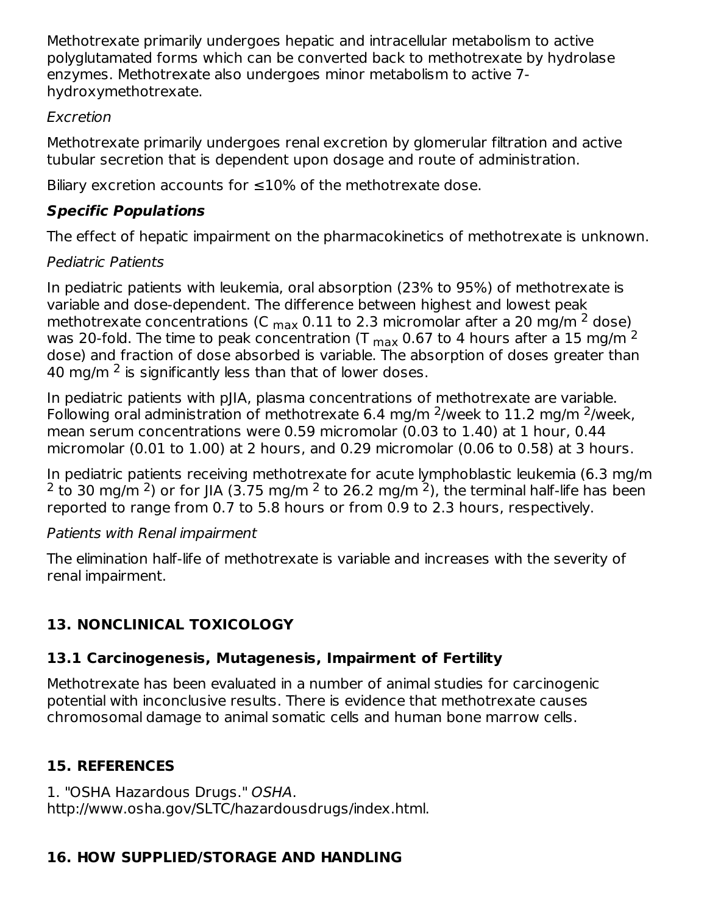Methotrexate primarily undergoes hepatic and intracellular metabolism to active polyglutamated forms which can be converted back to methotrexate by hydrolase enzymes. Methotrexate also undergoes minor metabolism to active 7-hydroxymethotrexate.

*Excretion*

Methotrexate primarily undergoes renal excretion by glomerular filtration and active tubular secretion that is dependent upon dosage and route of administration.

Biliary excretion accounts for ≤10% of the methotrexate dose.

### *Specific Populations*

The effect of hepatic impairment on the pharmacokinetics of methotrexate is unknown.

*Pediatric Patients*

In pediatric patients with leukemia, oral absorption (23% to 95%) of methotrexate is variable and dose-dependent. The difference between highest and lowest peak methotrexate concentrations ($C_{max}$ 0.11 to 2.3 micromolar after a 20 mg/m$^2$ dose) was 20-fold. The time to peak concentration ($T_{max}$ 0.67 to 4 hours after a 15 mg/m$^2$ dose) and fraction of dose absorbed is variable. The absorption of doses greater than 40 mg/m$^2$ is significantly less than that of lower doses.

In pediatric patients with pJIA, plasma concentrations of methotrexate are variable. Following oral administration of methotrexate 6.4 mg/m$^2$/week to 11.2 mg/m$^2$/week, mean serum concentrations were 0.59 micromolar (0.03 to 1.40) at 1 hour, 0.44 micromolar (0.01 to 1.00) at 2 hours, and 0.29 micromolar (0.06 to 0.58) at 3 hours.

In pediatric patients receiving methotrexate for acute lymphoblastic leukemia (6.3 mg/m$^2$ to 30 mg/m$^2$) or for JIA (3.75 mg/m$^2$ to 26.2 mg/m$^2$), the terminal half-life has been reported to range from 0.7 to 5.8 hours or from 0.9 to 2.3 hours, respectively.

*Patients with Renal impairment*

The elimination half-life of methotrexate is variable and increases with the severity of renal impairment.

## 13. NONCLINICAL TOXICOLOGY

### 13.1 Carcinogenesis, Mutagenesis, Impairment of Fertility

Methotrexate has been evaluated in a number of animal studies for carcinogenic potential with inconclusive results. There is evidence that methotrexate causes chromosomal damage to animal somatic cells and human bone marrow cells.

## 15. REFERENCES

1. "OSHA Hazardous Drugs." *OSHA*. http://www.osha.gov/SLTC/hazardousdrugs/index.html.

## 16. HOW SUPPLIED/STORAGE AND HANDLING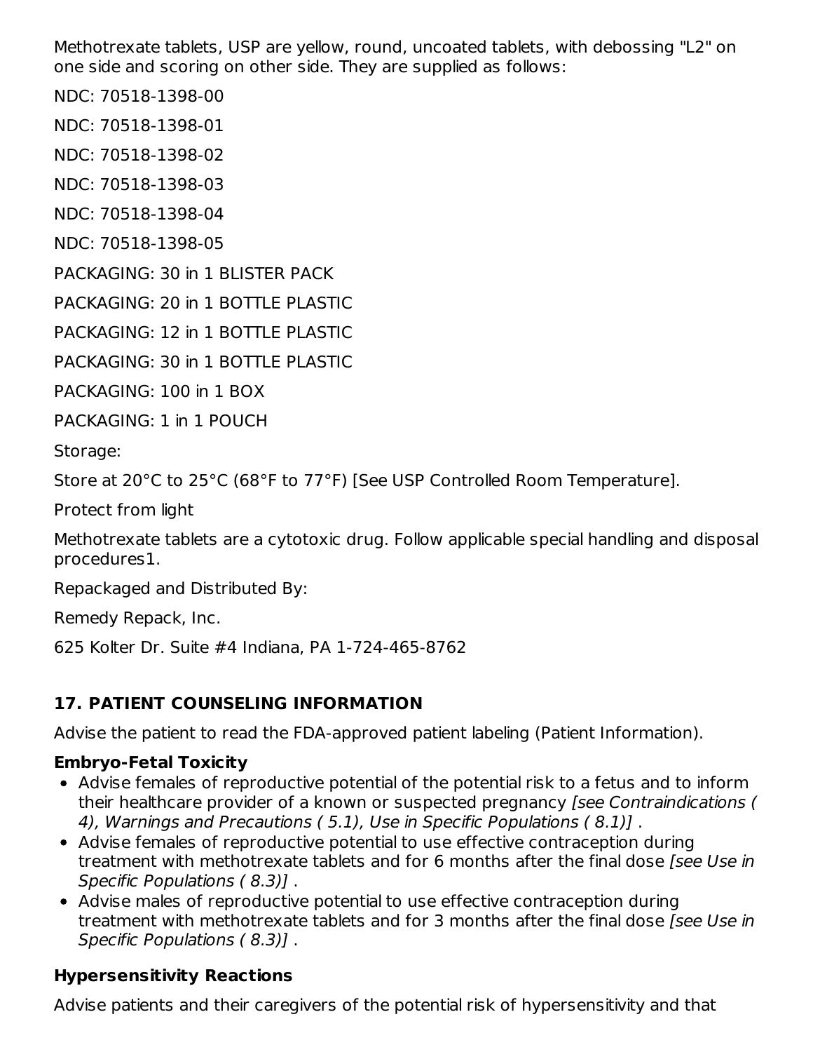Methotrexate tablets, USP are yellow, round, uncoated tablets, with debossing "L2" on one side and scoring on other side. They are supplied as follows:

NDC: 70518-1398-00

NDC: 70518-1398-01

NDC: 70518-1398-02

NDC: 70518-1398-03

NDC: 70518-1398-04

NDC: 70518-1398-05

PACKAGING: 30 in 1 BLISTER PACK

PACKAGING: 20 in 1 BOTTLE PLASTIC

PACKAGING: 12 in 1 BOTTLE PLASTIC

PACKAGING: 30 in 1 BOTTLE PLASTIC

PACKAGING: 100 in 1 BOX

PACKAGING: 1 in 1 POUCH

Storage:

Store at 20°C to 25°C (68°F to 77°F) [See USP Controlled Room Temperature].

Protect from light

Methotrexate tablets are a cytotoxic drug. Follow applicable special handling and disposal procedures1.

Repackaged and Distributed By:

Remedy Repack, Inc.

625 Kolter Dr. Suite #4 Indiana, PA 1-724-465-8762

## 17. PATIENT COUNSELING INFORMATION

Advise the patient to read the FDA-approved patient labeling (Patient Information).

**Embryo-Fetal Toxicity**

- Advise females of reproductive potential of the potential risk to a fetus and to inform their healthcare provider of a known or suspected pregnancy *[see Contraindications ( 4), Warnings and Precautions ( 5.1), Use in Specific Populations ( 8.1)]* .
- Advise females of reproductive potential to use effective contraception during treatment with methotrexate tablets and for 6 months after the final dose *[see Use in Specific Populations ( 8.3)]* .
- Advise males of reproductive potential to use effective contraception during treatment with methotrexate tablets and for 3 months after the final dose *[see Use in Specific Populations ( 8.3)]* .

**Hypersensitivity Reactions**

Advise patients and their caregivers of the potential risk of hypersensitivity and that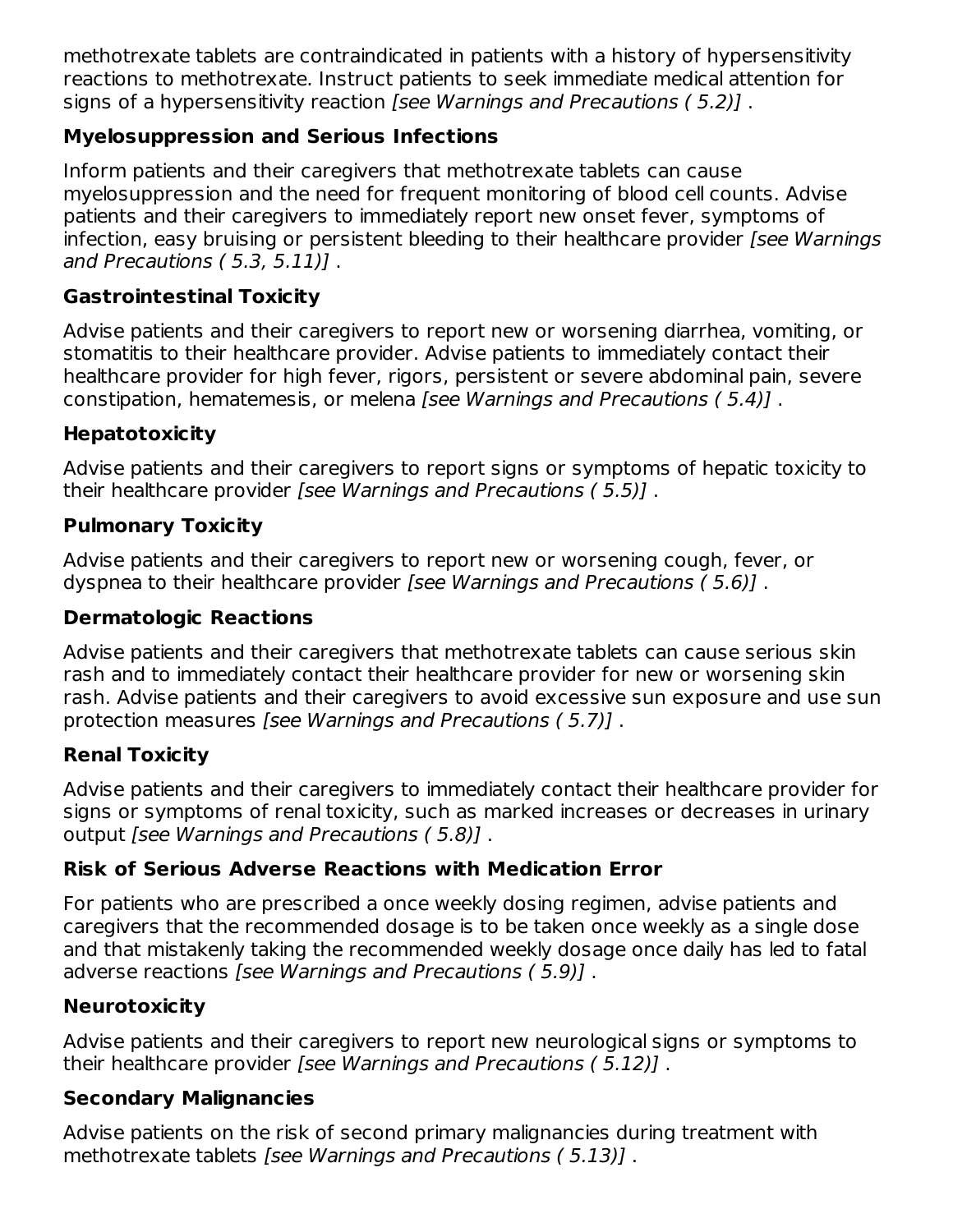methotrexate tablets are contraindicated in patients with a history of hypersensitivity reactions to methotrexate. Instruct patients to seek immediate medical attention for signs of a hypersensitivity reaction *[see Warnings and Precautions ( 5.2)]* .

**Myelosuppression and Serious Infections**

Inform patients and their caregivers that methotrexate tablets can cause myelosuppression and the need for frequent monitoring of blood cell counts. Advise patients and their caregivers to immediately report new onset fever, symptoms of infection, easy bruising or persistent bleeding to their healthcare provider *[see Warnings and Precautions ( 5.3, 5.11)]* .

**Gastrointestinal Toxicity**

Advise patients and their caregivers to report new or worsening diarrhea, vomiting, or stomatitis to their healthcare provider. Advise patients to immediately contact their healthcare provider for high fever, rigors, persistent or severe abdominal pain, severe constipation, hematemesis, or melena *[see Warnings and Precautions ( 5.4)]* .

**Hepatotoxicity**

Advise patients and their caregivers to report signs or symptoms of hepatic toxicity to their healthcare provider *[see Warnings and Precautions ( 5.5)]* .

**Pulmonary Toxicity**

Advise patients and their caregivers to report new or worsening cough, fever, or dyspnea to their healthcare provider *[see Warnings and Precautions ( 5.6)]* .

**Dermatologic Reactions**

Advise patients and their caregivers that methotrexate tablets can cause serious skin rash and to immediately contact their healthcare provider for new or worsening skin rash. Advise patients and their caregivers to avoid excessive sun exposure and use sun protection measures *[see Warnings and Precautions ( 5.7)]* .

**Renal Toxicity**

Advise patients and their caregivers to immediately contact their healthcare provider for signs or symptoms of renal toxicity, such as marked increases or decreases in urinary output *[see Warnings and Precautions ( 5.8)]* .

**Risk of Serious Adverse Reactions with Medication Error**

For patients who are prescribed a once weekly dosing regimen, advise patients and caregivers that the recommended dosage is to be taken once weekly as a single dose and that mistakenly taking the recommended weekly dosage once daily has led to fatal adverse reactions *[see Warnings and Precautions ( 5.9)]* .

**Neurotoxicity**

Advise patients and their caregivers to report new neurological signs or symptoms to their healthcare provider *[see Warnings and Precautions ( 5.12)]* .

**Secondary Malignancies**

Advise patients on the risk of second primary malignancies during treatment with methotrexate tablets *[see Warnings and Precautions ( 5.13)]* .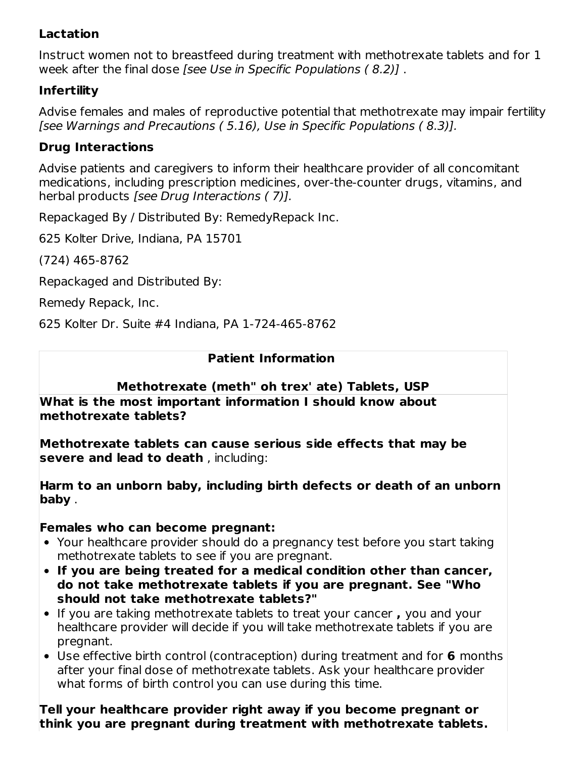**Lactation**

Instruct women not to breastfeed during treatment with methotrexate tablets and for 1 week after the final dose *[see Use in Specific Populations ( 8.2)]* .

**Infertility**

Advise females and males of reproductive potential that methotrexate may impair fertility *[see Warnings and Precautions ( 5.16), Use in Specific Populations ( 8.3)].*

**Drug Interactions**

Advise patients and caregivers to inform their healthcare provider of all concomitant medications, including prescription medicines, over-the-counter drugs, vitamins, and herbal products *[see Drug Interactions ( 7)].*

Repackaged By / Distributed By: RemedyRepack Inc.

625 Kolter Drive, Indiana, PA 15701

(724) 465-8762

Repackaged and Distributed By:

Remedy Repack, Inc.

625 Kolter Dr. Suite #4 Indiana, PA 1-724-465-8762

**Patient Information**

**Methotrexate (meth" oh trex' ate) Tablets, USP**

**What is the most important information I should know about methotrexate tablets?**

**Methotrexate tablets can cause serious side effects that may be severe and lead to death** , including:

**Harm to an unborn baby, including birth defects or death of an unborn baby** .

**Females who can become pregnant:**

- Your healthcare provider should do a pregnancy test before you start taking methotrexate tablets to see if you are pregnant.
- **If you are being treated for a medical condition other than cancer, do not take methotrexate tablets if you are pregnant. See "Who should not take methotrexate tablets?"**
- If you are taking methotrexate tablets to treat your cancer **,** you and your healthcare provider will decide if you will take methotrexate tablets if you are pregnant.
- Use effective birth control (contraception) during treatment and for **6** months after your final dose of methotrexate tablets. Ask your healthcare provider what forms of birth control you can use during this time.

**Tell your healthcare provider right away if you become pregnant or think you are pregnant during treatment with methotrexate tablets.**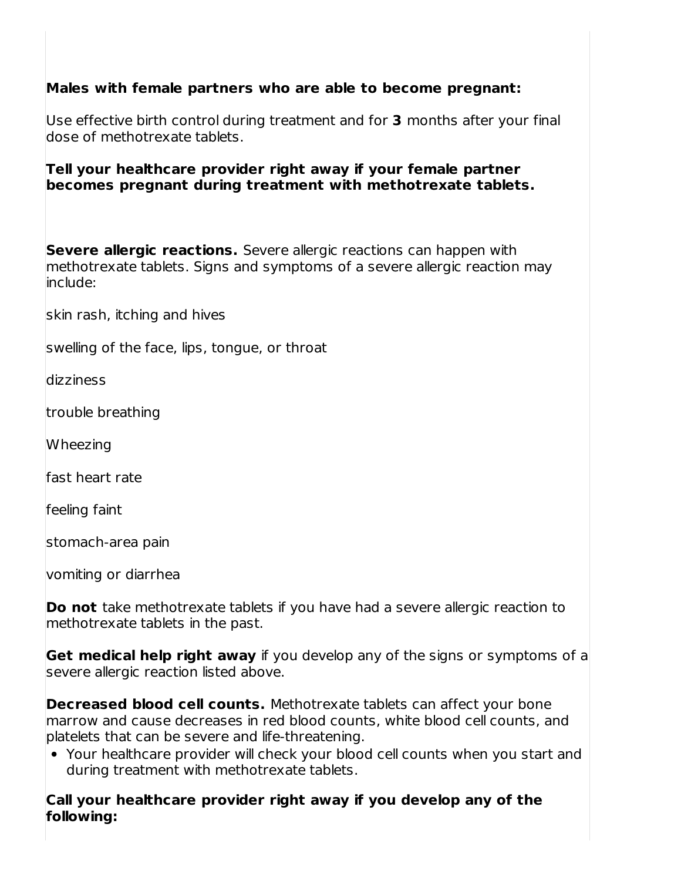**Males with female partners who are able to become pregnant:**

Use effective birth control during treatment and for **3** months after your final dose of methotrexate tablets.

**Tell your healthcare provider right away if your female partner becomes pregnant during treatment with methotrexate tablets.**

**Severe allergic reactions.** Severe allergic reactions can happen with methotrexate tablets. Signs and symptoms of a severe allergic reaction may include:

skin rash, itching and hives

swelling of the face, lips, tongue, or throat

dizziness

trouble breathing

Wheezing

fast heart rate

feeling faint

stomach-area pain

vomiting or diarrhea

**Do not** take methotrexate tablets if you have had a severe allergic reaction to methotrexate tablets in the past.

**Get medical help right away** if you develop any of the signs or symptoms of a severe allergic reaction listed above.

**Decreased blood cell counts.** Methotrexate tablets can affect your bone marrow and cause decreases in red blood counts, white blood cell counts, and platelets that can be severe and life-threatening.

- Your healthcare provider will check your blood cell counts when you start and during treatment with methotrexate tablets.

**Call your healthcare provider right away if you develop any of the following:**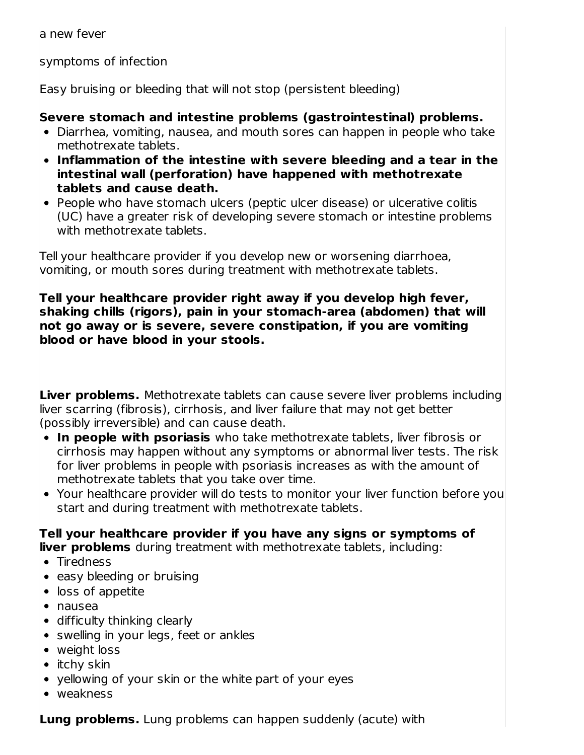a new fever

symptoms of infection

Easy bruising or bleeding that will not stop (persistent bleeding)

**Severe stomach and intestine problems (gastrointestinal) problems.**

- Diarrhea, vomiting, nausea, and mouth sores can happen in people who take methotrexate tablets.
- **Inflammation of the intestine with severe bleeding and a tear in the intestinal wall (perforation) have happened with methotrexate tablets and cause death.**
- People who have stomach ulcers (peptic ulcer disease) or ulcerative colitis (UC) have a greater risk of developing severe stomach or intestine problems with methotrexate tablets.

Tell your healthcare provider if you develop new or worsening diarrhoea, vomiting, or mouth sores during treatment with methotrexate tablets.

**Tell your healthcare provider right away if you develop high fever, shaking chills (rigors), pain in your stomach-area (abdomen) that will not go away or is severe, severe constipation, if you are vomiting blood or have blood in your stools.**

**Liver problems.** Methotrexate tablets can cause severe liver problems including liver scarring (fibrosis), cirrhosis, and liver failure that may not get better (possibly irreversible) and can cause death.

- **In people with psoriasis** who take methotrexate tablets, liver fibrosis or cirrhosis may happen without any symptoms or abnormal liver tests. The risk for liver problems in people with psoriasis increases as with the amount of methotrexate tablets that you take over time.
- Your healthcare provider will do tests to monitor your liver function before you start and during treatment with methotrexate tablets.

**Tell your healthcare provider if you have any signs or symptoms of liver problems** during treatment with methotrexate tablets, including:

- Tiredness
- easy bleeding or bruising
- loss of appetite
- nausea
- difficulty thinking clearly
- swelling in your legs, feet or ankles
- weight loss
- itchy skin
- yellowing of your skin or the white part of your eyes
- weakness

**Lung problems.** Lung problems can happen suddenly (acute) with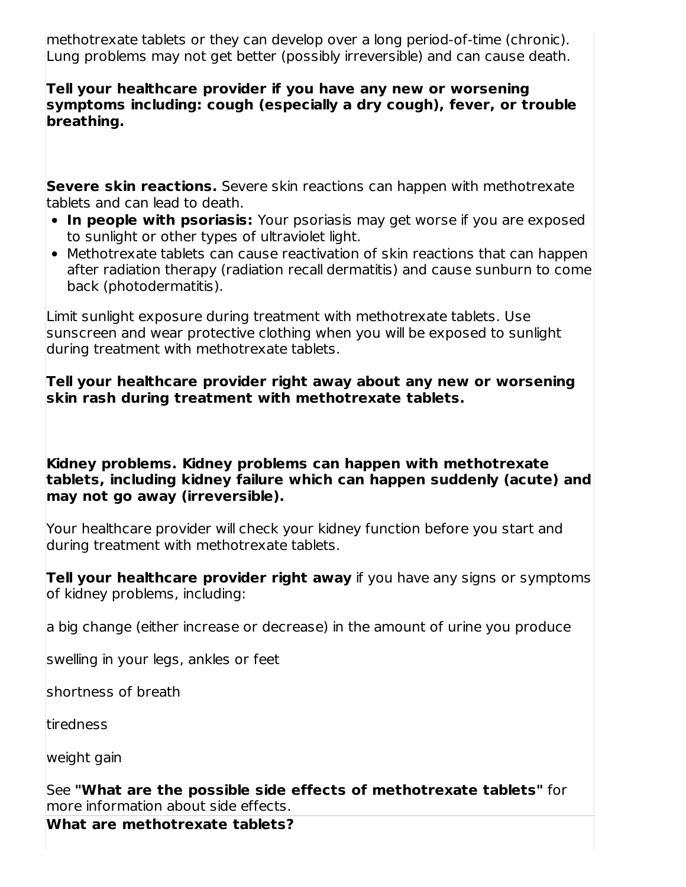methotrexate tablets or they can develop over a long period-of-time (chronic). Lung problems may not get better (possibly irreversible) and can cause death.

**Tell your healthcare provider if you have any new or worsening symptoms including: cough (especially a dry cough), fever, or trouble breathing.**

**Severe skin reactions.** Severe skin reactions can happen with methotrexate tablets and can lead to death.

- **In people with psoriasis:** Your psoriasis may get worse if you are exposed to sunlight or other types of ultraviolet light.
- Methotrexate tablets can cause reactivation of skin reactions that can happen after radiation therapy (radiation recall dermatitis) and cause sunburn to come back (photodermatitis).

Limit sunlight exposure during treatment with methotrexate tablets. Use sunscreen and wear protective clothing when you will be exposed to sunlight during treatment with methotrexate tablets.

**Tell your healthcare provider right away about any new or worsening skin rash during treatment with methotrexate tablets.**

**Kidney problems. Kidney problems can happen with methotrexate tablets, including kidney failure which can happen suddenly (acute) and may not go away (irreversible).**

Your healthcare provider will check your kidney function before you start and during treatment with methotrexate tablets.

**Tell your healthcare provider right away** if you have any signs or symptoms of kidney problems, including:

a big change (either increase or decrease) in the amount of urine you produce

swelling in your legs, ankles or feet

shortness of breath

tiredness

weight gain

See **"What are the possible side effects of methotrexate tablets"** for more information about side effects.

**What are methotrexate tablets?**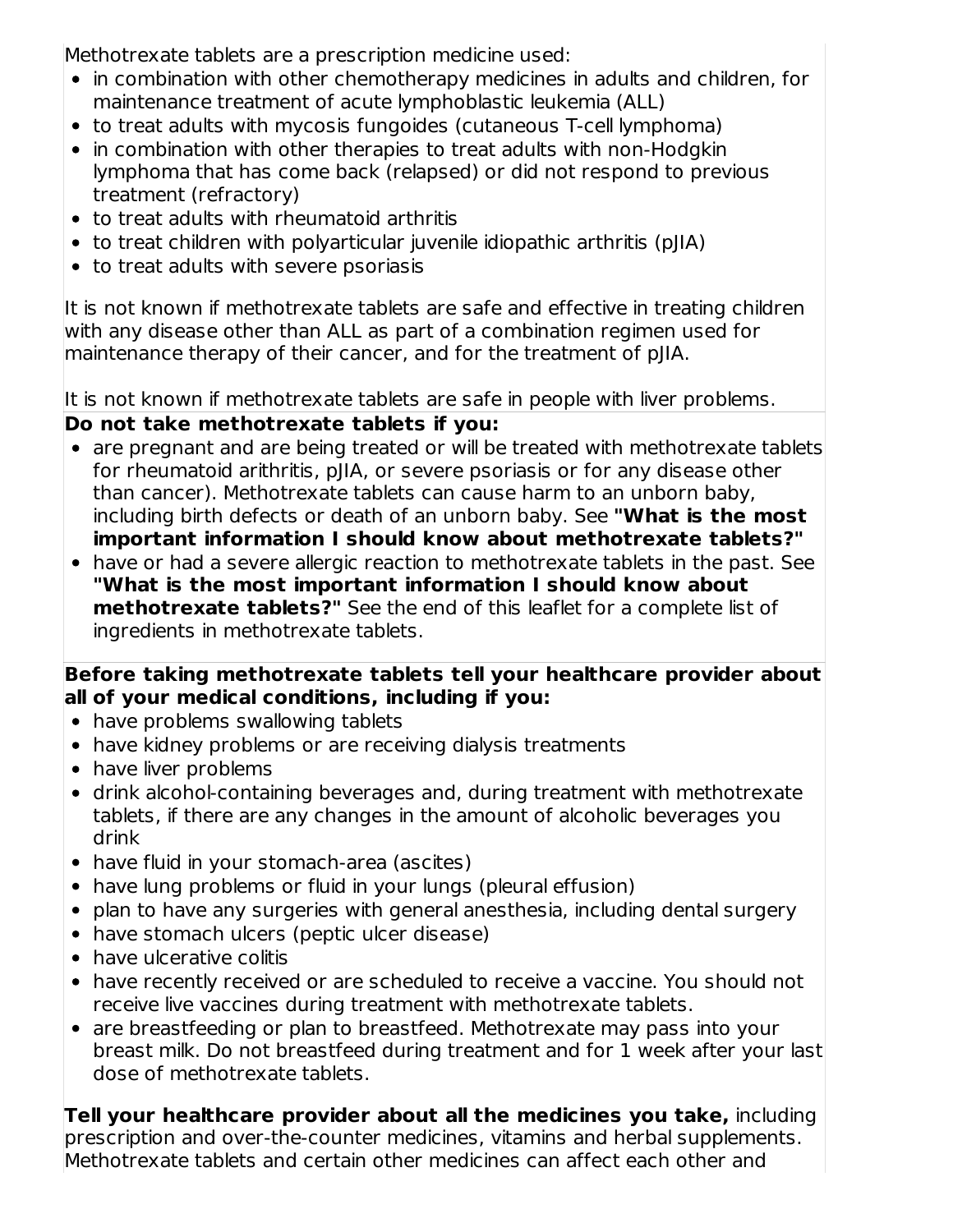Methotrexate tablets are a prescription medicine used:

- in combination with other chemotherapy medicines in adults and children, for maintenance treatment of acute lymphoblastic leukemia (ALL)
- to treat adults with mycosis fungoides (cutaneous T-cell lymphoma)
- in combination with other therapies to treat adults with non-Hodgkin lymphoma that has come back (relapsed) or did not respond to previous treatment (refractory)
- to treat adults with rheumatoid arthritis
- to treat children with polyarticular juvenile idiopathic arthritis (pJIA)
- to treat adults with severe psoriasis

It is not known if methotrexate tablets are safe and effective in treating children with any disease other than ALL as part of a combination regimen used for maintenance therapy of their cancer, and for the treatment of pJIA.

It is not known if methotrexate tablets are safe in people with liver problems.

**Do not take methotrexate tablets if you:**

- are pregnant and are being treated or will be treated with methotrexate tablets for rheumatoid arithritis, pJIA, or severe psoriasis or for any disease other than cancer). Methotrexate tablets can cause harm to an unborn baby, including birth defects or death of an unborn baby. See **"What is the most important information I should know about methotrexate tablets?"**
- have or had a severe allergic reaction to methotrexate tablets in the past. See **"What is the most important information I should know about methotrexate tablets?"** See the end of this leaflet for a complete list of ingredients in methotrexate tablets.

**Before taking methotrexate tablets tell your healthcare provider about all of your medical conditions, including if you:**

- have problems swallowing tablets
- have kidney problems or are receiving dialysis treatments
- have liver problems
- drink alcohol-containing beverages and, during treatment with methotrexate tablets, if there are any changes in the amount of alcoholic beverages you drink
- have fluid in your stomach-area (ascites)
- have lung problems or fluid in your lungs (pleural effusion)
- plan to have any surgeries with general anesthesia, including dental surgery
- have stomach ulcers (peptic ulcer disease)
- have ulcerative colitis
- have recently received or are scheduled to receive a vaccine. You should not receive live vaccines during treatment with methotrexate tablets.
- are breastfeeding or plan to breastfeed. Methotrexate may pass into your breast milk. Do not breastfeed during treatment and for 1 week after your last dose of methotrexate tablets.

**Tell your healthcare provider about all the medicines you take,** including prescription and over-the-counter medicines, vitamins and herbal supplements. Methotrexate tablets and certain other medicines can affect each other and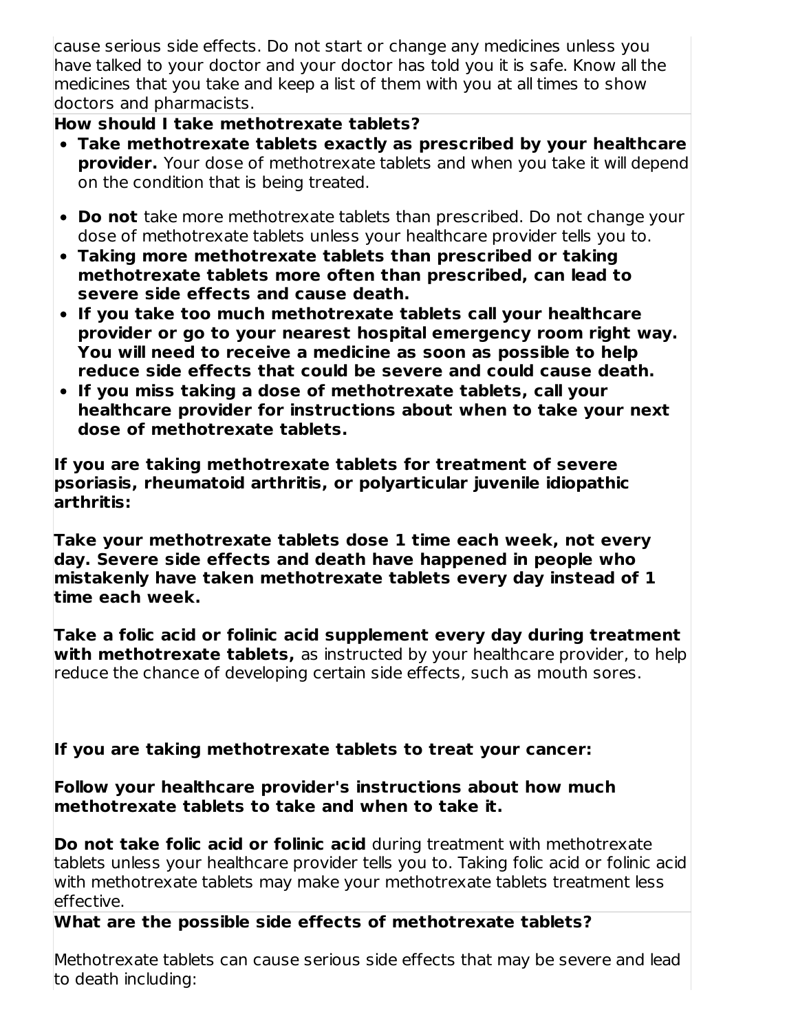cause serious side effects. Do not start or change any medicines unless you have talked to your doctor and your doctor has told you it is safe. Know all the medicines that you take and keep a list of them with you at all times to show doctors and pharmacists.

**How should I take methotrexate tablets?**

- **Take methotrexate tablets exactly as prescribed by your healthcare provider.** Your dose of methotrexate tablets and when you take it will depend on the condition that is being treated.
- **Do not** take more methotrexate tablets than prescribed. Do not change your dose of methotrexate tablets unless your healthcare provider tells you to.
- **Taking more methotrexate tablets than prescribed or taking methotrexate tablets more often than prescribed, can lead to severe side effects and cause death.**
- **If you take too much methotrexate tablets call your healthcare provider or go to your nearest hospital emergency room right way. You will need to receive a medicine as soon as possible to help reduce side effects that could be severe and could cause death.**
- **If you miss taking a dose of methotrexate tablets, call your healthcare provider for instructions about when to take your next dose of methotrexate tablets.**

**If you are taking methotrexate tablets for treatment of severe psoriasis, rheumatoid arthritis, or polyarticular juvenile idiopathic arthritis:**

**Take your methotrexate tablets dose 1 time each week, not every day. Severe side effects and death have happened in people who mistakenly have taken methotrexate tablets every day instead of 1 time each week.**

**Take a folic acid or folinic acid supplement every day during treatment with methotrexate tablets,** as instructed by your healthcare provider, to help reduce the chance of developing certain side effects, such as mouth sores.

**If you are taking methotrexate tablets to treat your cancer:**

**Follow your healthcare provider's instructions about how much methotrexate tablets to take and when to take it.**

**Do not take folic acid or folinic acid** during treatment with methotrexate tablets unless your healthcare provider tells you to. Taking folic acid or folinic acid with methotrexate tablets may make your methotrexate tablets treatment less effective.

**What are the possible side effects of methotrexate tablets?**

Methotrexate tablets can cause serious side effects that may be severe and lead to death including: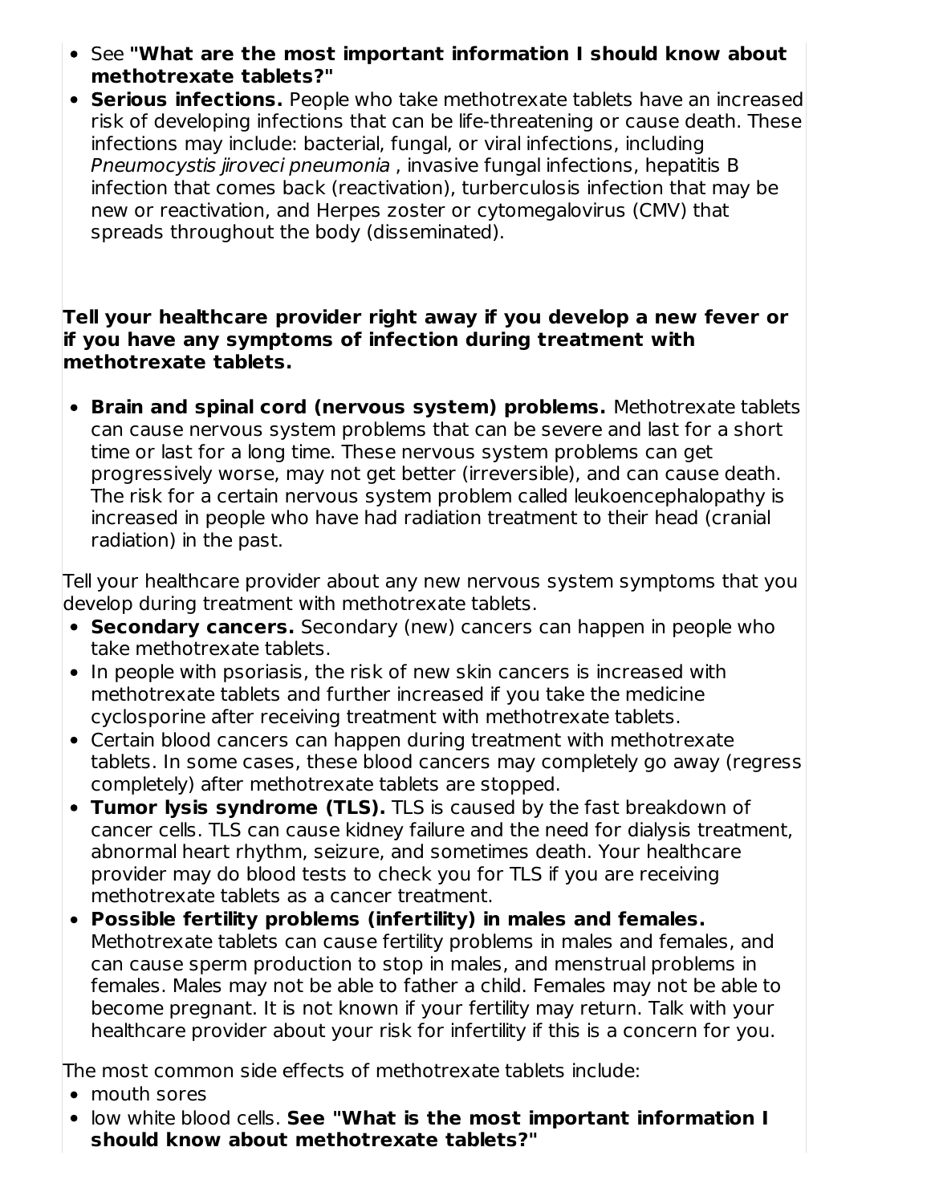- See **"What are the most important information I should know about methotrexate tablets?"**
- **Serious infections.** People who take methotrexate tablets have an increased risk of developing infections that can be life-threatening or cause death. These infections may include: bacterial, fungal, or viral infections, including *Pneumocystis jiroveci pneumonia* , invasive fungal infections, hepatitis B infection that comes back (reactivation), turberculosis infection that may be new or reactivation, and Herpes zoster or cytomegalovirus (CMV) that spreads throughout the body (disseminated).

**Tell your healthcare provider right away if you develop a new fever or if you have any symptoms of infection during treatment with methotrexate tablets.**

- **Brain and spinal cord (nervous system) problems.** Methotrexate tablets can cause nervous system problems that can be severe and last for a short time or last for a long time. These nervous system problems can get progressively worse, may not get better (irreversible), and can cause death. The risk for a certain nervous system problem called leukoencephalopathy is increased in people who have had radiation treatment to their head (cranial radiation) in the past.

Tell your healthcare provider about any new nervous system symptoms that you develop during treatment with methotrexate tablets.

- **Secondary cancers.** Secondary (new) cancers can happen in people who take methotrexate tablets.
- In people with psoriasis, the risk of new skin cancers is increased with methotrexate tablets and further increased if you take the medicine cyclosporine after receiving treatment with methotrexate tablets.
- Certain blood cancers can happen during treatment with methotrexate tablets. In some cases, these blood cancers may completely go away (regress completely) after methotrexate tablets are stopped.
- **Tumor lysis syndrome (TLS).** TLS is caused by the fast breakdown of cancer cells. TLS can cause kidney failure and the need for dialysis treatment, abnormal heart rhythm, seizure, and sometimes death. Your healthcare provider may do blood tests to check you for TLS if you are receiving methotrexate tablets as a cancer treatment.
- **Possible fertility problems (infertility) in males and females.** Methotrexate tablets can cause fertility problems in males and females, and can cause sperm production to stop in males, and menstrual problems in females. Males may not be able to father a child. Females may not be able to become pregnant. It is not known if your fertility may return. Talk with your healthcare provider about your risk for infertility if this is a concern for you.

The most common side effects of methotrexate tablets include:

- mouth sores
- low white blood cells. **See "What is the most important information I should know about methotrexate tablets?"**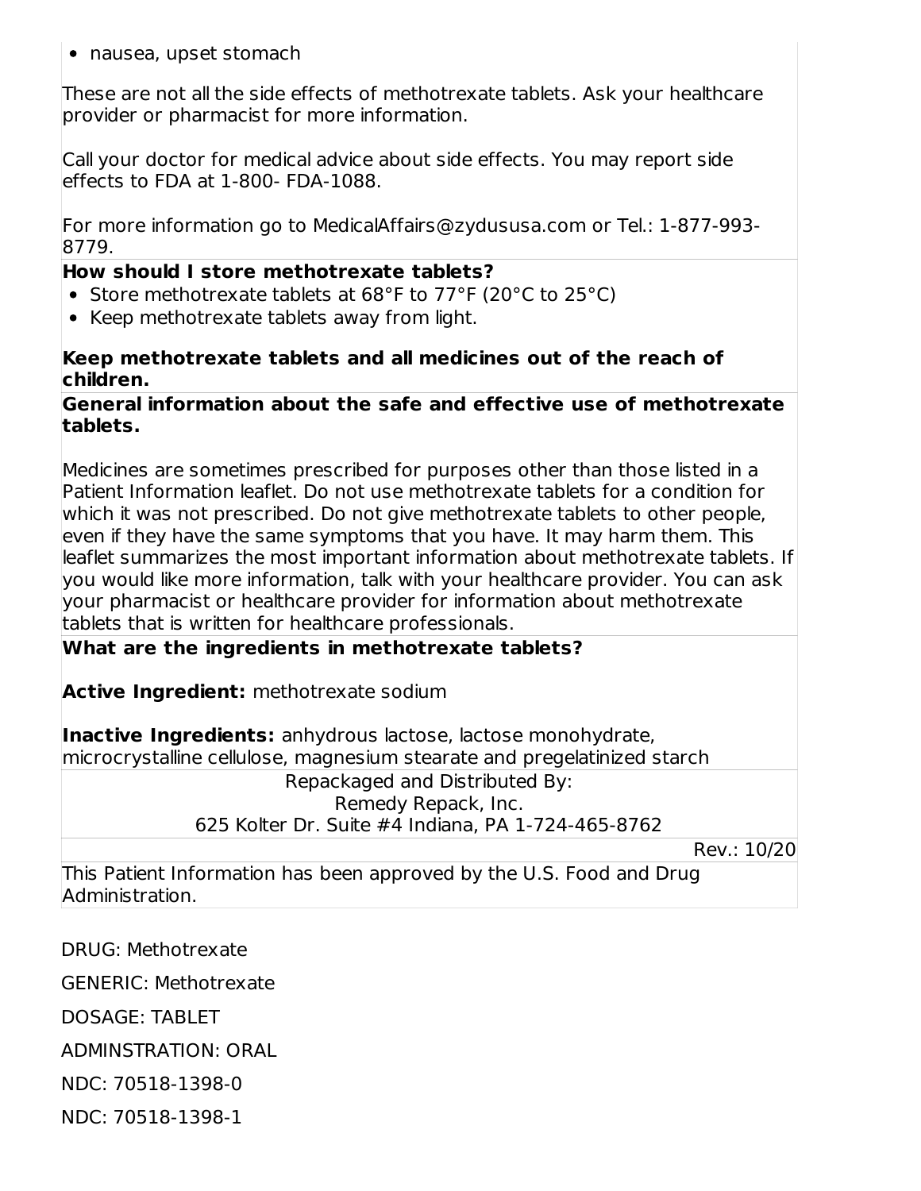- nausea, upset stomach

These are not all the side effects of methotrexate tablets. Ask your healthcare provider or pharmacist for more information.

Call your doctor for medical advice about side effects. You may report side effects to FDA at 1-800- FDA-1088.

For more information go to MedicalAffairs@zydususa.com or Tel.: 1-877-993-8779.

**How should I store methotrexate tablets?**

- Store methotrexate tablets at 68°F to 77°F (20°C to 25°C)
- Keep methotrexate tablets away from light.

**Keep methotrexate tablets and all medicines out of the reach of children.**

**General information about the safe and effective use of methotrexate tablets.**

Medicines are sometimes prescribed for purposes other than those listed in a Patient Information leaflet. Do not use methotrexate tablets for a condition for which it was not prescribed. Do not give methotrexate tablets to other people, even if they have the same symptoms that you have. It may harm them. This leaflet summarizes the most important information about methotrexate tablets. If you would like more information, talk with your healthcare provider. You can ask your pharmacist or healthcare provider for information about methotrexate tablets that is written for healthcare professionals.

**What are the ingredients in methotrexate tablets?**

**Active Ingredient:** methotrexate sodium

**Inactive Ingredients:** anhydrous lactose, lactose monohydrate, microcrystalline cellulose, magnesium stearate and pregelatinized starch

Repackaged and Distributed By:
Remedy Repack, Inc.
625 Kolter Dr. Suite #4 Indiana, PA 1-724-465-8762

Rev.: 10/20

This Patient Information has been approved by the U.S. Food and Drug Administration.

DRUG: Methotrexate

GENERIC: Methotrexate

DOSAGE: TABLET

ADMINSTRATION: ORAL

NDC: 70518-1398-0

NDC: 70518-1398-1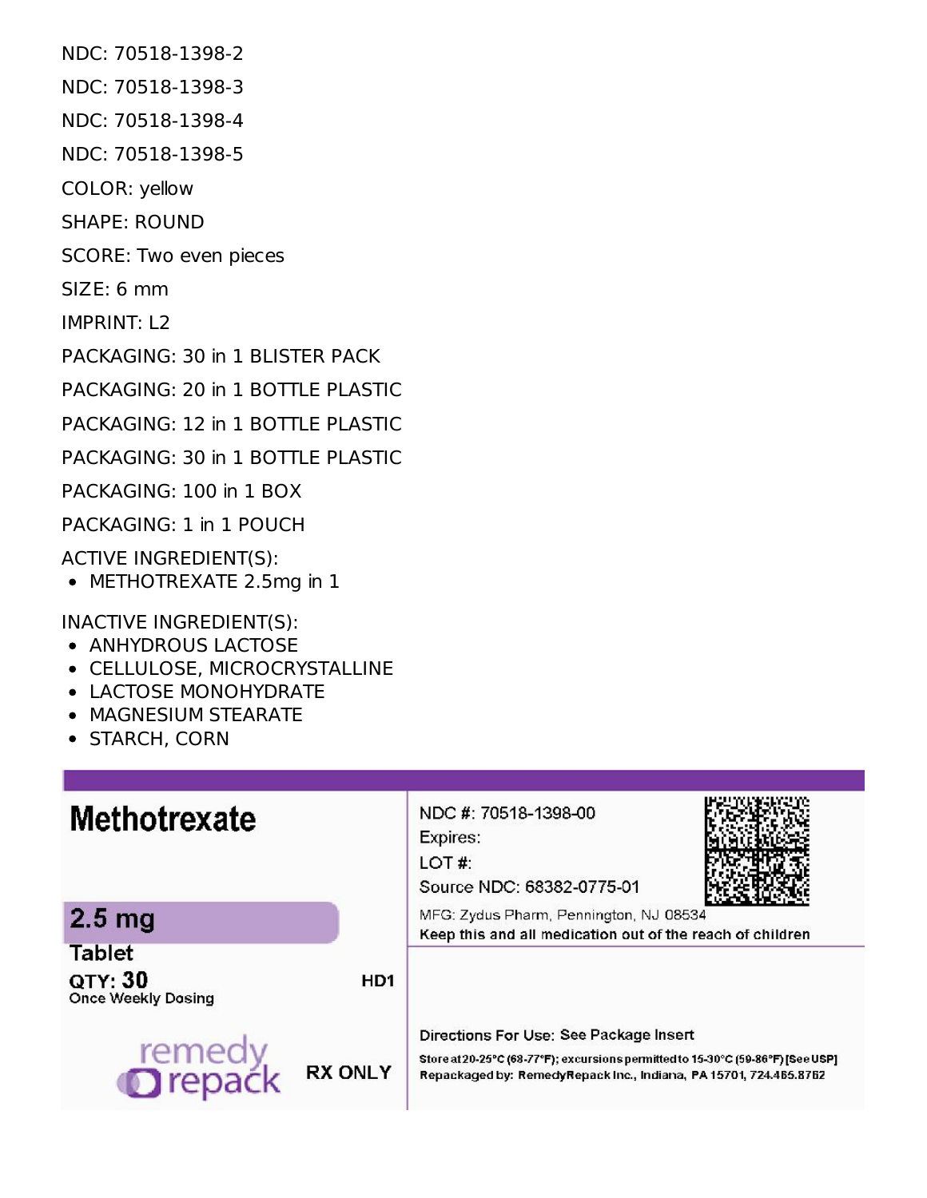NDC: 70518-1398-2

NDC: 70518-1398-3

NDC: 70518-1398-4

NDC: 70518-1398-5

COLOR: yellow

SHAPE: ROUND

SCORE: Two even pieces

SIZE: 6 mm

IMPRINT: L2

PACKAGING: 30 in 1 BLISTER PACK

PACKAGING: 20 in 1 BOTTLE PLASTIC

PACKAGING: 12 in 1 BOTTLE PLASTIC

PACKAGING: 30 in 1 BOTTLE PLASTIC

PACKAGING: 100 in 1 BOX

PACKAGING: 1 in 1 POUCH

ACTIVE INGREDIENT(S):

- METHOTREXATE 2.5mg in 1

INACTIVE INGREDIENT(S):

- ANHYDROUS LACTOSE
- CELLULOSE, MICROCRYSTALLINE
- LACTOSE MONOHYDRATE
- MAGNESIUM STEARATE
- STARCH, CORN

**Methotrexate**

**2.5 mg**

**Tablet**

**QTY: 30**

Once Weekly Dosing

HD1

remedy repack

RX ONLY

NDC #: 70518-1398-00

Expires:

LOT #:

Source NDC: 68382-0775-01

MFG: Zydus Pharm, Pennington, NJ 08534

Keep this and all medication out of the reach of children

Directions For Use: See Package Insert

Store at 20-25°C (68-77°F); excursions permitted to 15-30°C (59-86°F) [See USP]

Repackaged by: RemedyRepack Inc., Indiana, PA 15701, 724.465.8762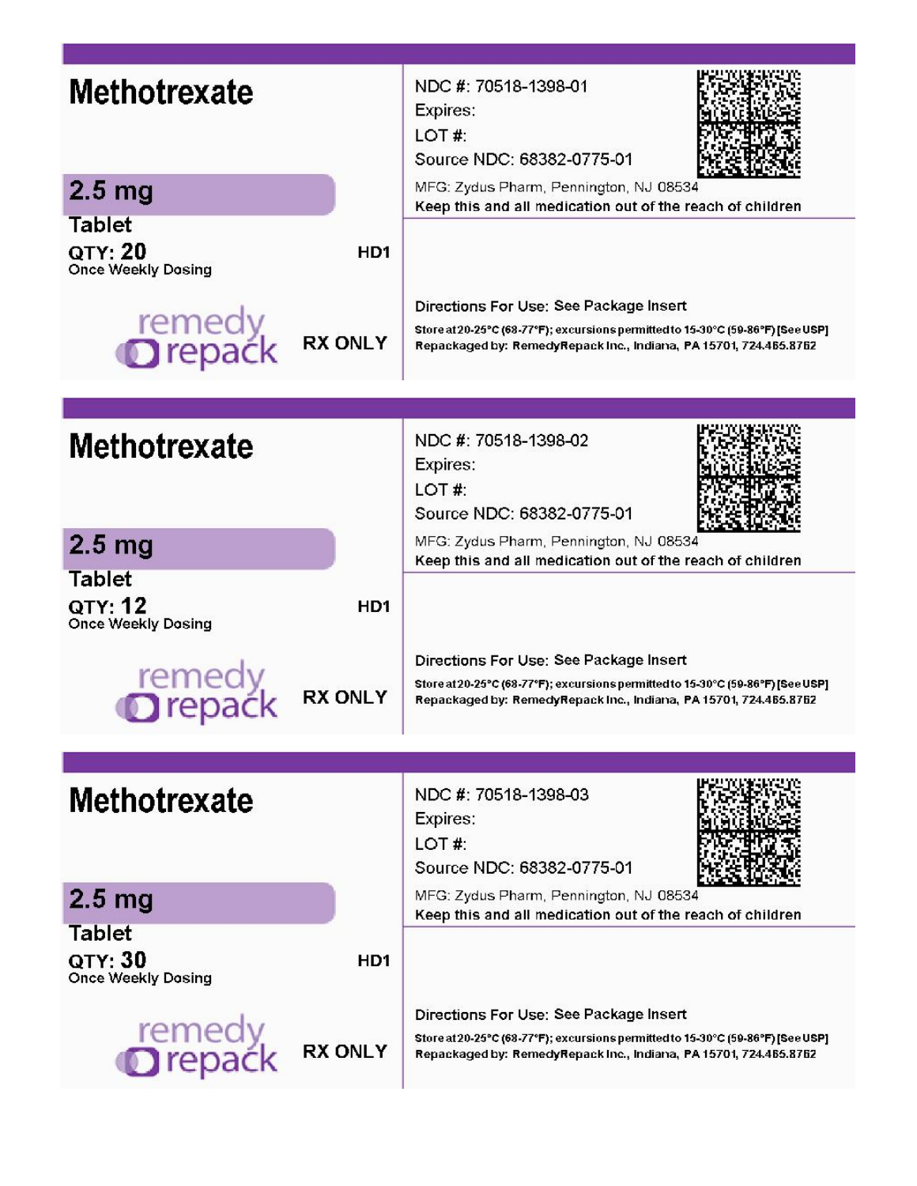# Methotrexate

**2.5 mg**

**Tablet**

**QTY: 20**

Once Weekly Dosing

**HD1**

remedy repack

**RX ONLY**

NDC #: 70518-1398-01

Expires:

LOT #:

Source NDC: 68382-0775-01

MFG: Zydus Pharm, Pennington, NJ 08534

Keep this and all medication out of the reach of children

Directions For Use: See Package Insert

Store at 20-25°C (68-77°F); excursions permitted to 15-30°C (59-86°F) [See USP]

Repackaged by: RemedyRepack Inc., Indiana, PA 15701, 724.465.8762

# Methotrexate

**2.5 mg**

**Tablet**

**QTY: 12**

Once Weekly Dosing

**HD1**

remedy repack

**RX ONLY**

NDC #: 70518-1398-02

Expires:

LOT #:

Source NDC: 68382-0775-01

MFG: Zydus Pharm, Pennington, NJ 08534

Keep this and all medication out of the reach of children

Directions For Use: See Package Insert

Store at 20-25°C (68-77°F); excursions permitted to 15-30°C (59-86°F) [See USP]

Repackaged by: RemedyRepack Inc., Indiana, PA 15701, 724.465.8762

# Methotrexate

**2.5 mg**

**Tablet**

**QTY: 30**

Once Weekly Dosing

**HD1**

remedy repack

**RX ONLY**

NDC #: 70518-1398-03

Expires:

LOT #:

Source NDC: 68382-0775-01

MFG: Zydus Pharm, Pennington, NJ 08534

Keep this and all medication out of the reach of children

Directions For Use: See Package Insert

Store at 20-25°C (68-77°F); excursions permitted to 15-30°C (59-86°F) [See USP]

Repackaged by: RemedyRepack Inc., Indiana, PA 15701, 724.465.8762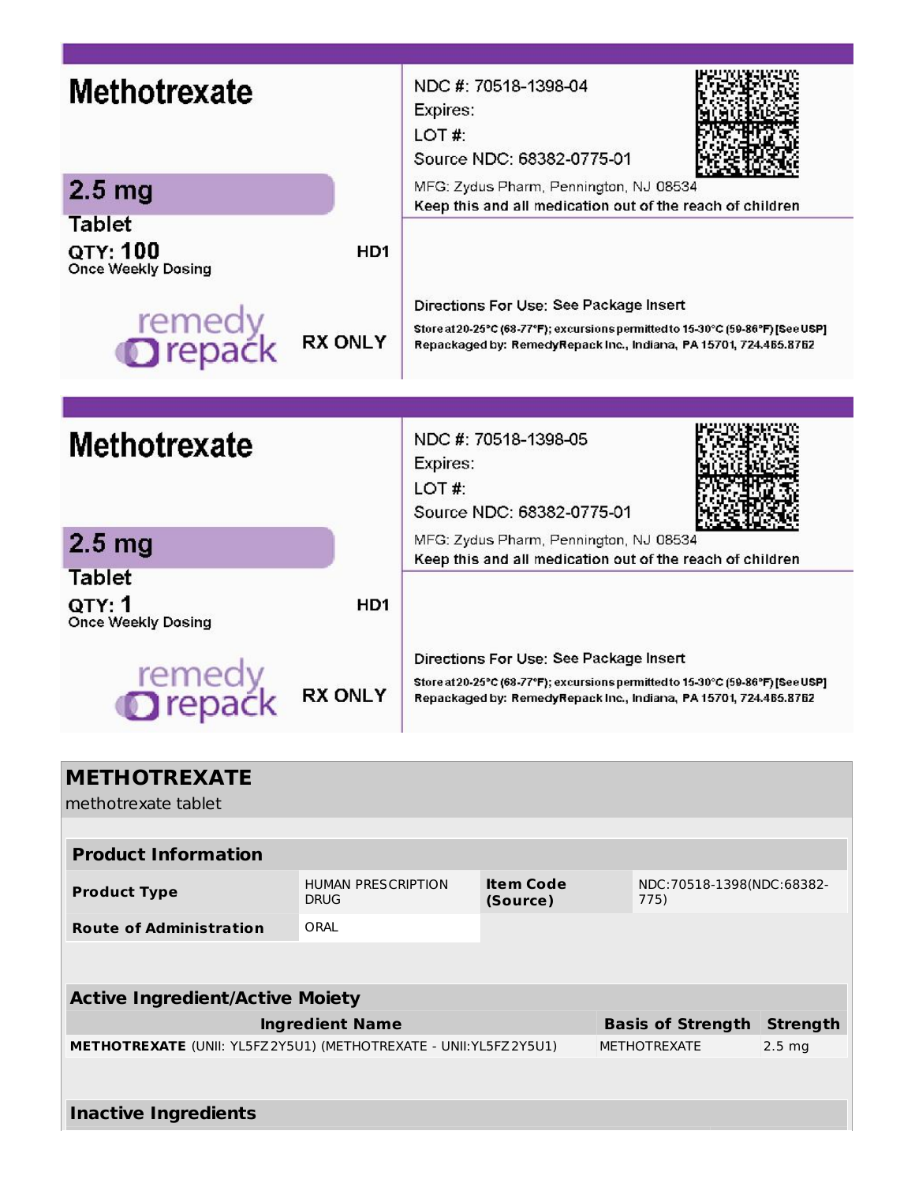Methotrexate

2.5 mg

Tablet

QTY: 100

Once Weekly Dosing

HD1

remedy repack

RX ONLY

NDC #: 70518-1398-04

Expires:

LOT #:

Source NDC: 68382-0775-01

MFG: Zydus Pharm, Pennington, NJ 08534

Keep this and all medication out of the reach of children

Directions For Use: See Package Insert

Store at 20-25°C (68-77°F); excursions permitted to 15-30°C (59-86°F) [See USP]

Repackaged by: RemedyRepack Inc., Indiana, PA 15701, 724.465.8762

Methotrexate

2.5 mg

Tablet

QTY: 1

Once Weekly Dosing

HD1

remedy repack

RX ONLY

NDC #: 70518-1398-05

Expires:

LOT #:

Source NDC: 68382-0775-01

MFG: Zydus Pharm, Pennington, NJ 08534

Keep this and all medication out of the reach of children

Directions For Use: See Package Insert

Store at 20-25°C (68-77°F); excursions permitted to 15-30°C (59-86°F) [See USP]

Repackaged by: RemedyRepack Inc., Indiana, PA 15701, 724.465.8762

## METHOTREXATE

methotrexate tablet

| Product Information | | | |
|---|---|---|---|
| **Product Type** | HUMAN PRESCRIPTION DRUG | **Item Code (Source)** | NDC:70518-1398(NDC:68382-775) |
| **Route of Administration** | ORAL | | |

| Active Ingredient/Active Moiety | | |
|---|---|---|
| **Ingredient Name** | **Basis of Strength** | **Strength** |
| **METHOTREXATE** (UNII: YL5FZ2Y5U1) (METHOTREXATE - UNII:YL5FZ2Y5U1) | METHOTREXATE | 2.5 mg |

**Inactive Ingredients**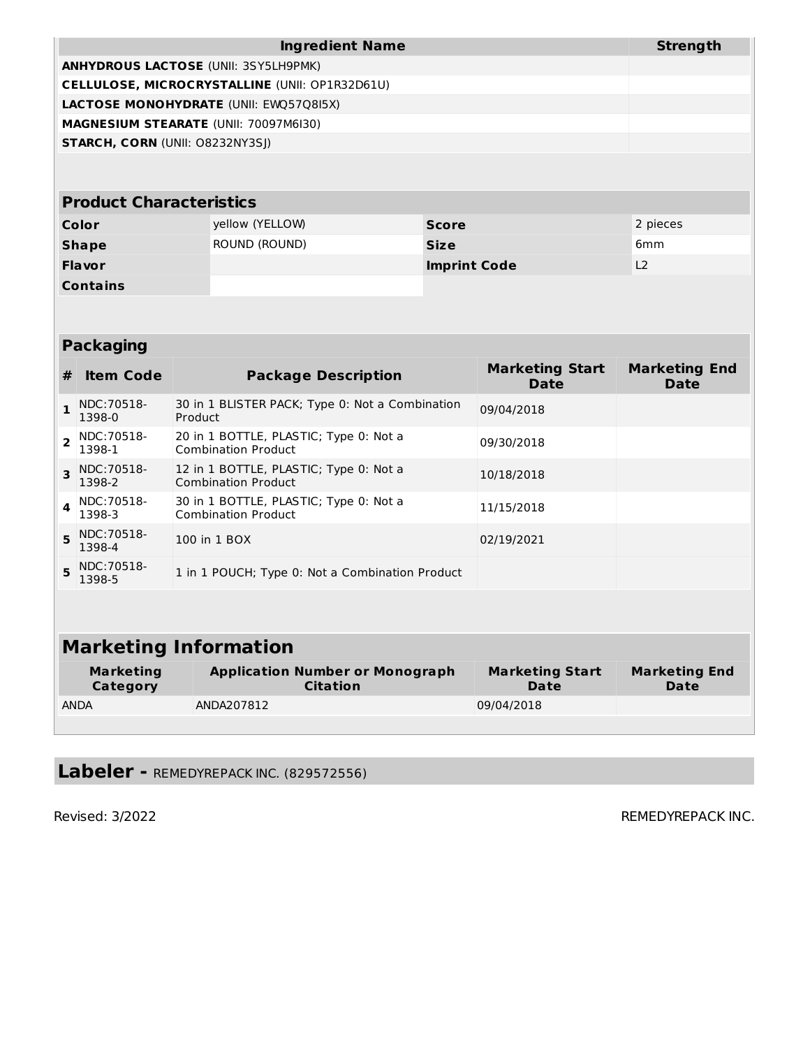| Ingredient Name | Strength |
|---|---|
| **ANHYDROUS LACTOSE** (UNII: 3SY5LH9PMK) | |
| **CELLULOSE, MICROCRYSTALLINE** (UNII: OP1R32D61U) | |
| **LACTOSE MONOHYDRATE** (UNII: EWQ57Q8I5X) | |
| **MAGNESIUM STEARATE** (UNII: 70097M6I30) | |
| **STARCH, CORN** (UNII: O8232NY3SJ) | |

## Product Characteristics

| | | | |
|---|---|---|---|
| **Color** | yellow (YELLOW) | **Score** | 2 pieces |
| **Shape** | ROUND (ROUND) | **Size** | 6mm |
| **Flavor** | | **Imprint Code** | L2 |
| **Contains** | | | |

## Packaging

| # | Item Code | Package Description | Marketing Start Date | Marketing End Date |
|---|---|---|---|---|
| 1 | NDC:70518-1398-0 | 30 in 1 BLISTER PACK; Type 0: Not a Combination Product | 09/04/2018 | |
| 2 | NDC:70518-1398-1 | 20 in 1 BOTTLE, PLASTIC; Type 0: Not a Combination Product | 09/30/2018 | |
| 3 | NDC:70518-1398-2 | 12 in 1 BOTTLE, PLASTIC; Type 0: Not a Combination Product | 10/18/2018 | |
| 4 | NDC:70518-1398-3 | 30 in 1 BOTTLE, PLASTIC; Type 0: Not a Combination Product | 11/15/2018 | |
| 5 | NDC:70518-1398-4 | 100 in 1 BOX | 02/19/2021 | |
| 5 | NDC:70518-1398-5 | 1 in 1 POUCH; Type 0: Not a Combination Product | | |

## Marketing Information

| Marketing Category | Application Number or Monograph Citation | Marketing Start Date | Marketing End Date |
|---|---|---|---|
| ANDA | ANDA207812 | 09/04/2018 | |

## Labeler - REMEDYREPACK INC. (829572556)

Revised: 3/2022

REMEDYREPACK INC.